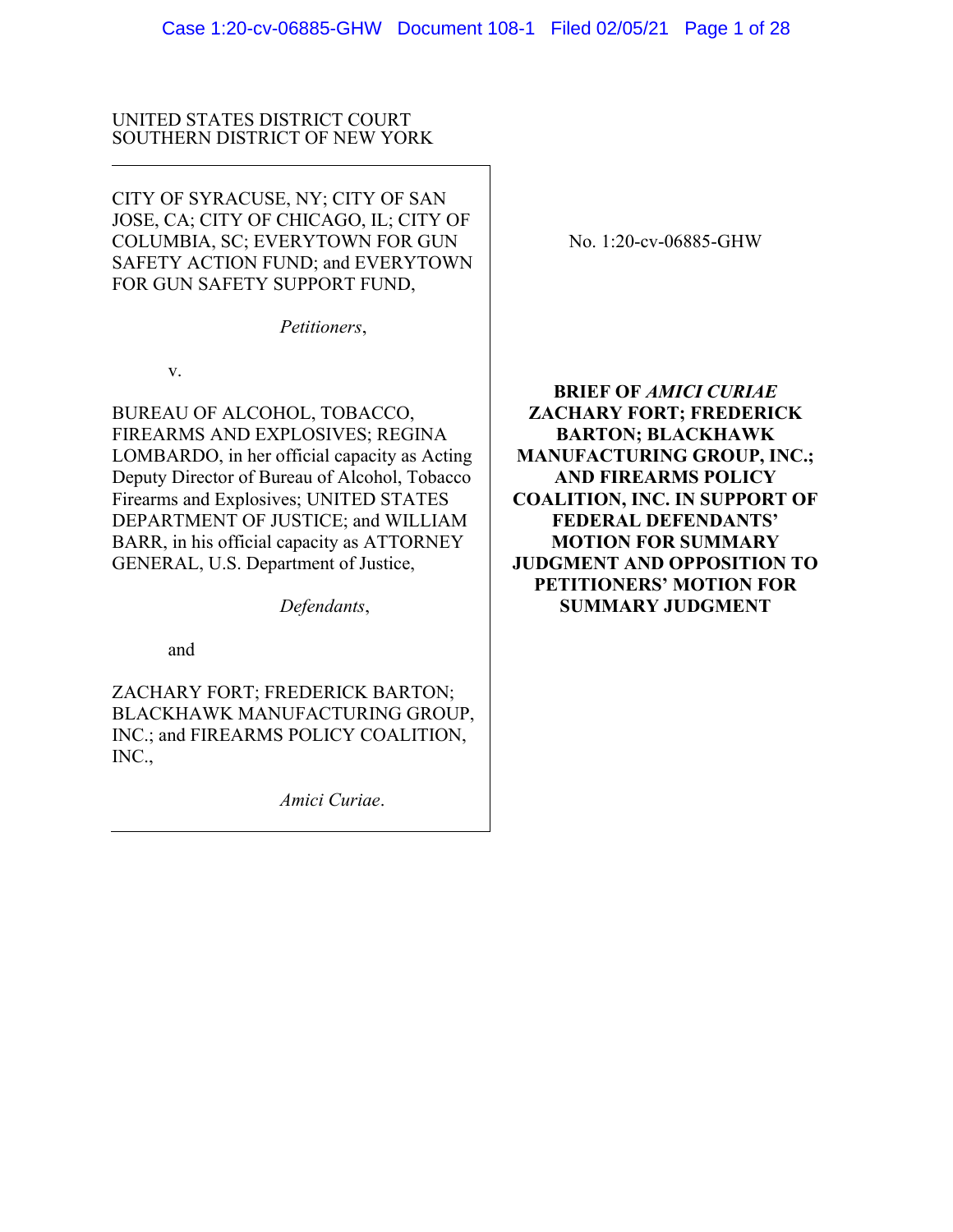UNITED STATES DISTRICT COURT
SOUTHERN DISTRICT OF NEW YORK

CITY OF SYRACUSE, NY; CITY OF SAN JOSE, CA; CITY OF CHICAGO, IL; CITY OF COLUMBIA, SC; EVERYTOWN FOR GUN SAFETY ACTION FUND; and EVERYTOWN FOR GUN SAFETY SUPPORT FUND,

*Petitioners*,

v.

BUREAU OF ALCOHOL, TOBACCO, FIREARMS AND EXPLOSIVES; REGINA LOMBARDO, in her official capacity as Acting Deputy Director of Bureau of Alcohol, Tobacco Firearms and Explosives; UNITED STATES DEPARTMENT OF JUSTICE; and WILLIAM BARR, in his official capacity as ATTORNEY GENERAL, U.S. Department of Justice,

*Defendants*,

and

ZACHARY FORT; FREDERICK BARTON; BLACKHAWK MANUFACTURING GROUP, INC.; and FIREARMS POLICY COALITION, INC.,

*Amici Curiae*.

No. 1:20-cv-06885-GHW

**BRIEF OF *AMICI CURIAE* ZACHARY FORT; FREDERICK BARTON; BLACKHAWK MANUFACTURING GROUP, INC.; AND FIREARMS POLICY COALITION, INC. IN SUPPORT OF FEDERAL DEFENDANTS' MOTION FOR SUMMARY JUDGMENT AND OPPOSITION TO PETITIONERS' MOTION FOR SUMMARY JUDGMENT**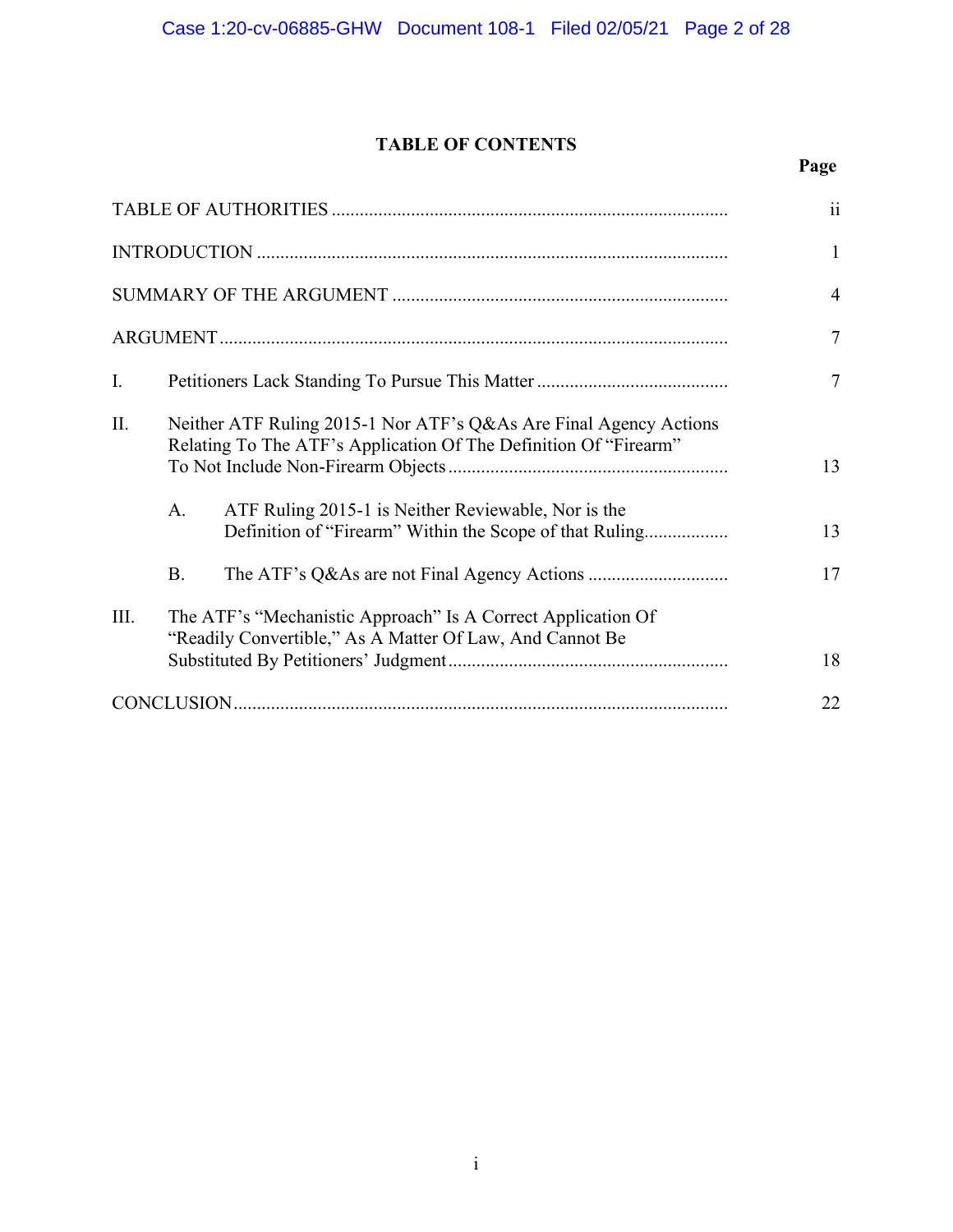# TABLE OF CONTENTS

| | Page |
|---|---|
| TABLE OF AUTHORITIES | ii |
| INTRODUCTION | 1 |
| SUMMARY OF THE ARGUMENT | 4 |
| ARGUMENT | 7 |
| I. Petitioners Lack Standing To Pursue This Matter | 7 |
| II. Neither ATF Ruling 2015-1 Nor ATF's Q&As Are Final Agency Actions Relating To The ATF's Application Of The Definition Of "Firearm" To Not Include Non-Firearm Objects | 13 |
| A. ATF Ruling 2015-1 is Neither Reviewable, Nor is the Definition of "Firearm" Within the Scope of that Ruling | 13 |
| B. The ATF's Q&As are not Final Agency Actions | 17 |
| III. The ATF's "Mechanistic Approach" Is A Correct Application Of "Readily Convertible," As A Matter Of Law, And Cannot Be Substituted By Petitioners' Judgment | 18 |
| CONCLUSION | 22 |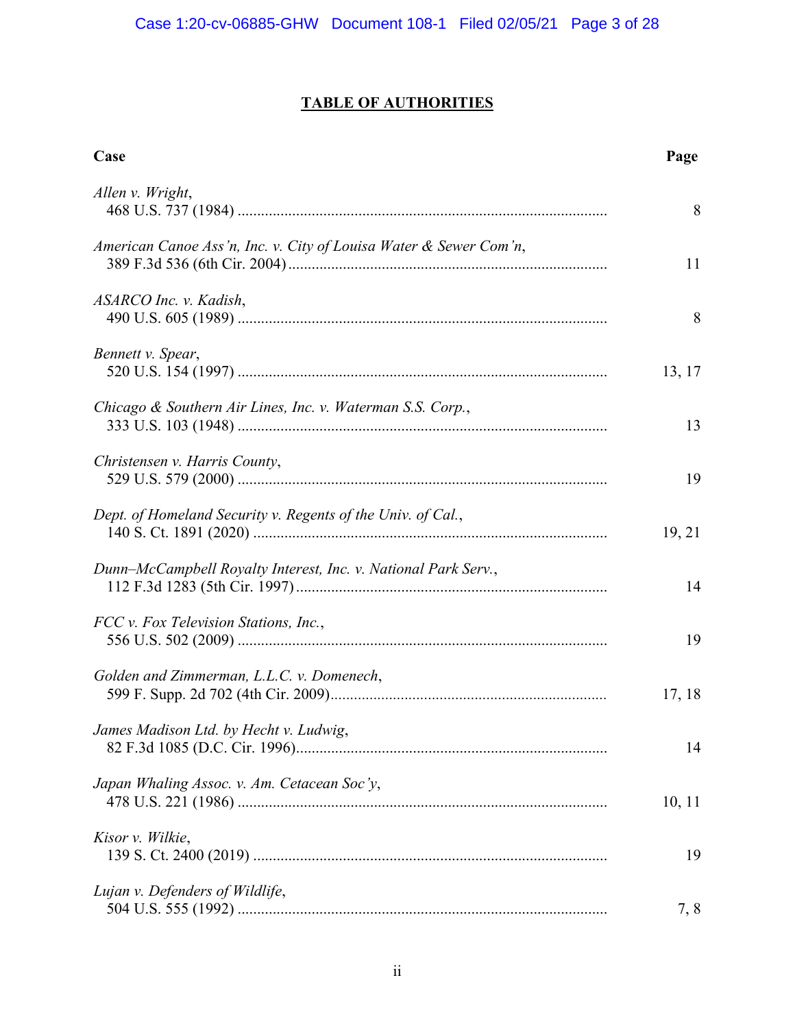## TABLE OF AUTHORITIES

| Case | Page |
|---|---|
| *Allen v. Wright*, 468 U.S. 737 (1984) | 8 |
| *American Canoe Ass'n, Inc. v. City of Louisa Water & Sewer Com'n*, 389 F.3d 536 (6th Cir. 2004) | 11 |
| *ASARCO Inc. v. Kadish*, 490 U.S. 605 (1989) | 8 |
| *Bennett v. Spear*, 520 U.S. 154 (1997) | 13, 17 |
| *Chicago & Southern Air Lines, Inc. v. Waterman S.S. Corp.*, 333 U.S. 103 (1948) | 13 |
| *Christensen v. Harris County*, 529 U.S. 579 (2000) | 19 |
| *Dept. of Homeland Security v. Regents of the Univ. of Cal.*, 140 S. Ct. 1891 (2020) | 19, 21 |
| *Dunn–McCampbell Royalty Interest, Inc. v. National Park Serv.*, 112 F.3d 1283 (5th Cir. 1997) | 14 |
| *FCC v. Fox Television Stations, Inc.*, 556 U.S. 502 (2009) | 19 |
| *Golden and Zimmerman, L.L.C. v. Domenech*, 599 F. Supp. 2d 702 (4th Cir. 2009) | 17, 18 |
| *James Madison Ltd. by Hecht v. Ludwig*, 82 F.3d 1085 (D.C. Cir. 1996) | 14 |
| *Japan Whaling Assoc. v. Am. Cetacean Soc'y*, 478 U.S. 221 (1986) | 10, 11 |
| *Kisor v. Wilkie*, 139 S. Ct. 2400 (2019) | 19 |
| *Lujan v. Defenders of Wildlife*, 504 U.S. 555 (1992) | 7, 8 |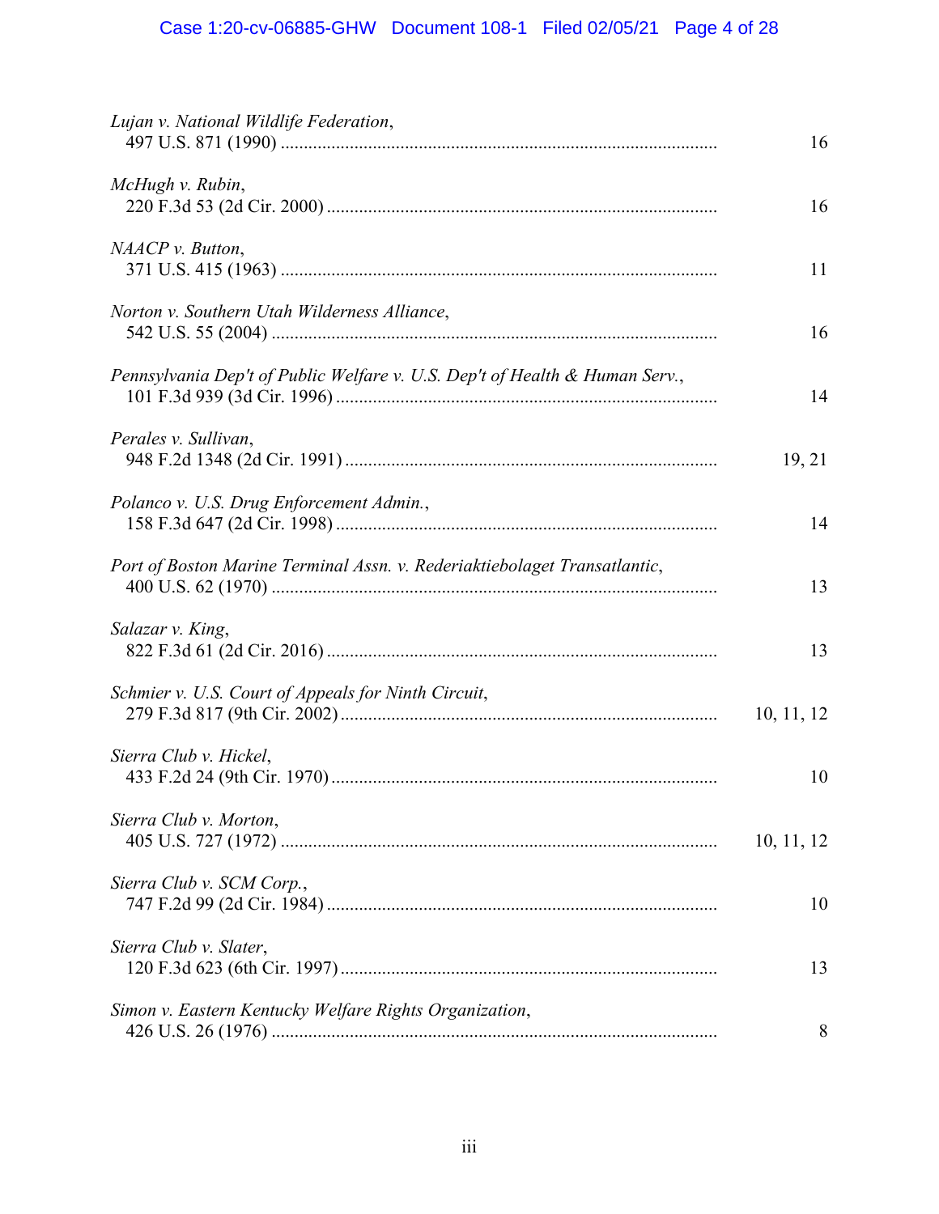*Lujan v. National Wildlife Federation*,
497 U.S. 871 (1990) .............................................................................................. 16

*McHugh v. Rubin*,
220 F.3d 53 (2d Cir. 2000) .................................................................................... 16

*NAACP v. Button*,
371 U.S. 415 (1963) .............................................................................................. 11

*Norton v. Southern Utah Wilderness Alliance*,
542 U.S. 55 (2004) ................................................................................................ 16

*Pennsylvania Dep't of Public Welfare v. U.S. Dep't of Health & Human Serv.*,
101 F.3d 939 (3d Cir. 1996) .................................................................................. 14

*Perales v. Sullivan*,
948 F.2d 1348 (2d Cir. 1991) ................................................................................ 19, 21

*Polanco v. U.S. Drug Enforcement Admin.*,
158 F.3d 647 (2d Cir. 1998) .................................................................................. 14

*Port of Boston Marine Terminal Assn. v. Rederiaktiebolaget Transatlantic*,
400 U.S. 62 (1970) ................................................................................................ 13

*Salazar v. King*,
822 F.3d 61 (2d Cir. 2016) .................................................................................... 13

*Schmier v. U.S. Court of Appeals for Ninth Circuit*,
279 F.3d 817 (9th Cir. 2002) ................................................................................. 10, 11, 12

*Sierra Club v. Hickel*,
433 F.2d 24 (9th Cir. 1970) ................................................................................... 10

*Sierra Club v. Morton*,
405 U.S. 727 (1972) .............................................................................................. 10, 11, 12

*Sierra Club v. SCM Corp.*,
747 F.2d 99 (2d Cir. 1984) .................................................................................... 10

*Sierra Club v. Slater*,
120 F.3d 623 (6th Cir. 1997) ................................................................................. 13

*Simon v. Eastern Kentucky Welfare Rights Organization*,
426 U.S. 26 (1976) ................................................................................................ 8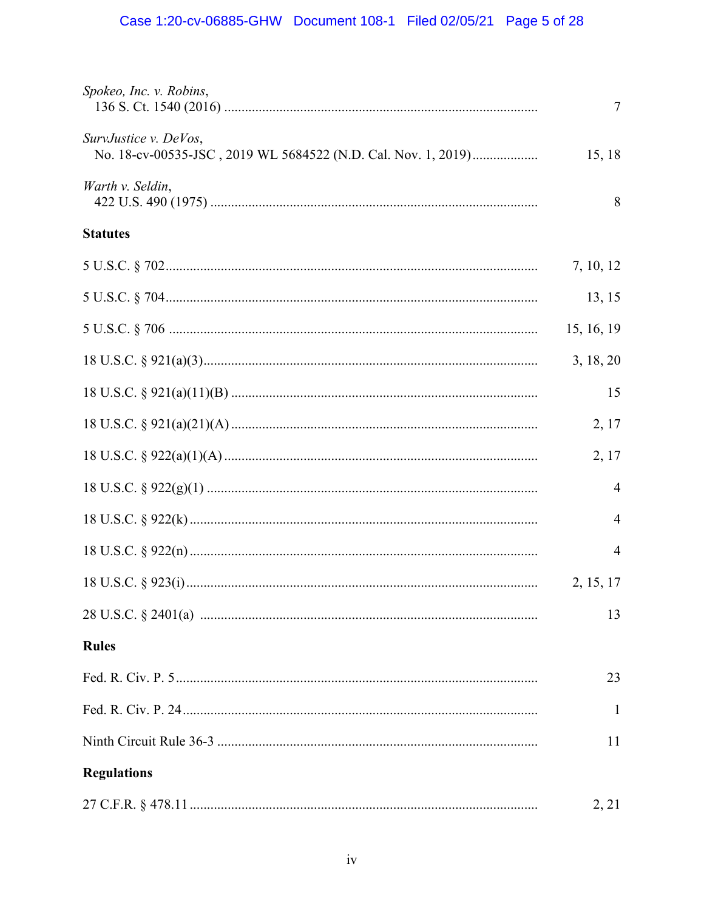*Spokeo, Inc. v. Robins*,
136 S. Ct. 1540 (2016) .......................................................................................... 7

*SurvJustice v. DeVos*,
No. 18-cv-00535-JSC , 2019 WL 5684522 (N.D. Cal. Nov. 1, 2019)................... 15, 18

*Warth v. Seldin*,
422 U.S. 490 (1975) .............................................................................................. 8

**Statutes**

5 U.S.C. § 702.......................................................................................................... 7, 10, 12

5 U.S.C. § 704.......................................................................................................... 13, 15

5 U.S.C. § 706 ......................................................................................................... 15, 16, 19

18 U.S.C. § 921(a)(3)............................................................................................... 3, 18, 20

18 U.S.C. § 921(a)(11)(B) ....................................................................................... 15

18 U.S.C. § 921(a)(21)(A) ....................................................................................... 2, 17

18 U.S.C. § 922(a)(1)(A) .......................................................................................... 2, 17

18 U.S.C. § 922(g)(1) ............................................................................................... 4

18 U.S.C. § 922(k) .................................................................................................... 4

18 U.S.C. § 922(n) .................................................................................................... 4

18 U.S.C. § 923(i)..................................................................................................... 2, 15, 17

28 U.S.C. § 2401(a) ................................................................................................. 13

**Rules**

Fed. R. Civ. P. 5 ....................................................................................................... 23

Fed. R. Civ. P. 24 ..................................................................................................... 1

Ninth Circuit Rule 36-3 ............................................................................................ 11

**Regulations**

27 C.F.R. § 478.11 ................................................................................................... 2, 21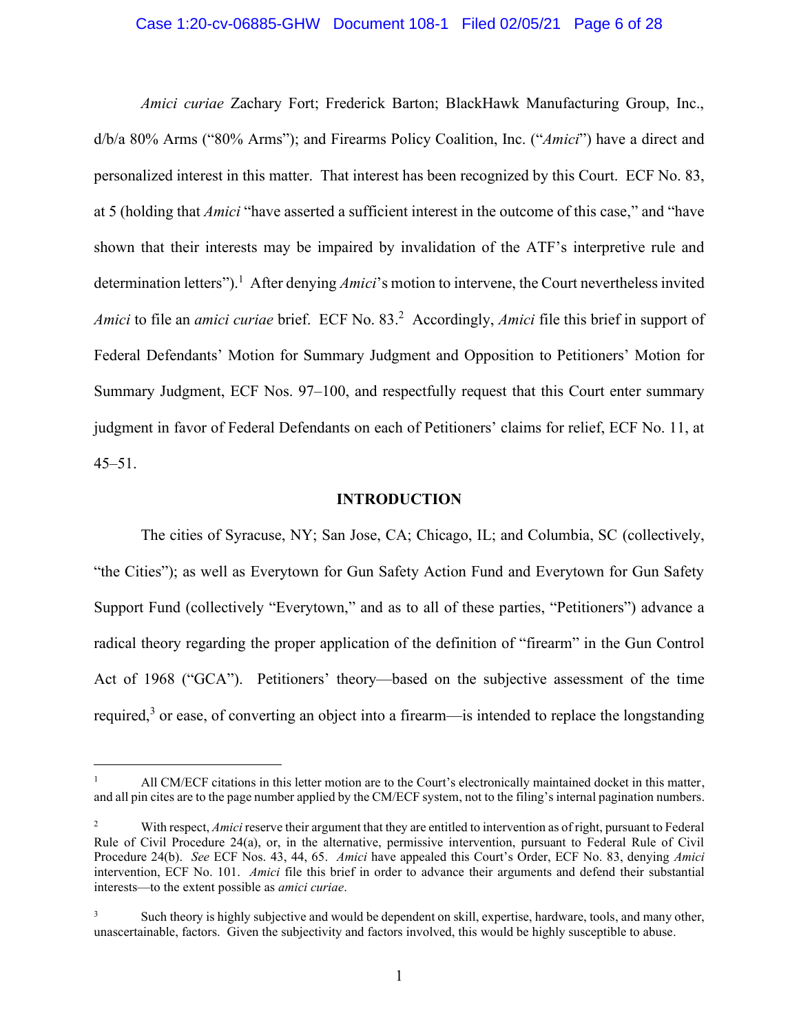*Amici curiae* Zachary Fort; Frederick Barton; BlackHawk Manufacturing Group, Inc., d/b/a 80% Arms ("80% Arms"); and Firearms Policy Coalition, Inc. ("*Amici*") have a direct and personalized interest in this matter. That interest has been recognized by this Court. ECF No. 83, at 5 (holding that *Amici* "have asserted a sufficient interest in the outcome of this case," and "have shown that their interests may be impaired by invalidation of the ATF's interpretive rule and determination letters").[1] After denying *Amici*'s motion to intervene, the Court nevertheless invited *Amici* to file an *amici curiae* brief. ECF No. 83.[2] Accordingly, *Amici* file this brief in support of Federal Defendants' Motion for Summary Judgment and Opposition to Petitioners' Motion for Summary Judgment, ECF Nos. 97–100, and respectfully request that this Court enter summary judgment in favor of Federal Defendants on each of Petitioners' claims for relief, ECF No. 11, at 45–51.

## INTRODUCTION

The cities of Syracuse, NY; San Jose, CA; Chicago, IL; and Columbia, SC (collectively, "the Cities"); as well as Everytown for Gun Safety Action Fund and Everytown for Gun Safety Support Fund (collectively "Everytown," and as to all of these parties, "Petitioners") advance a radical theory regarding the proper application of the definition of "firearm" in the Gun Control Act of 1968 ("GCA"). Petitioners' theory—based on the subjective assessment of the time required,[3] or ease, of converting an object into a firearm—is intended to replace the longstanding

---

[1] All CM/ECF citations in this letter motion are to the Court's electronically maintained docket in this matter, and all pin cites are to the page number applied by the CM/ECF system, not to the filing's internal pagination numbers.

[2] With respect, *Amici* reserve their argument that they are entitled to intervention as of right, pursuant to Federal Rule of Civil Procedure 24(a), or, in the alternative, permissive intervention, pursuant to Federal Rule of Civil Procedure 24(b). *See* ECF Nos. 43, 44, 65. *Amici* have appealed this Court's Order, ECF No. 83, denying *Amici* intervention, ECF No. 101. *Amici* file this brief in order to advance their arguments and defend their substantial interests—to the extent possible as *amici curiae*.

[3] Such theory is highly subjective and would be dependent on skill, expertise, hardware, tools, and many other, unascertainable, factors. Given the subjectivity and factors involved, this would be highly susceptible to abuse.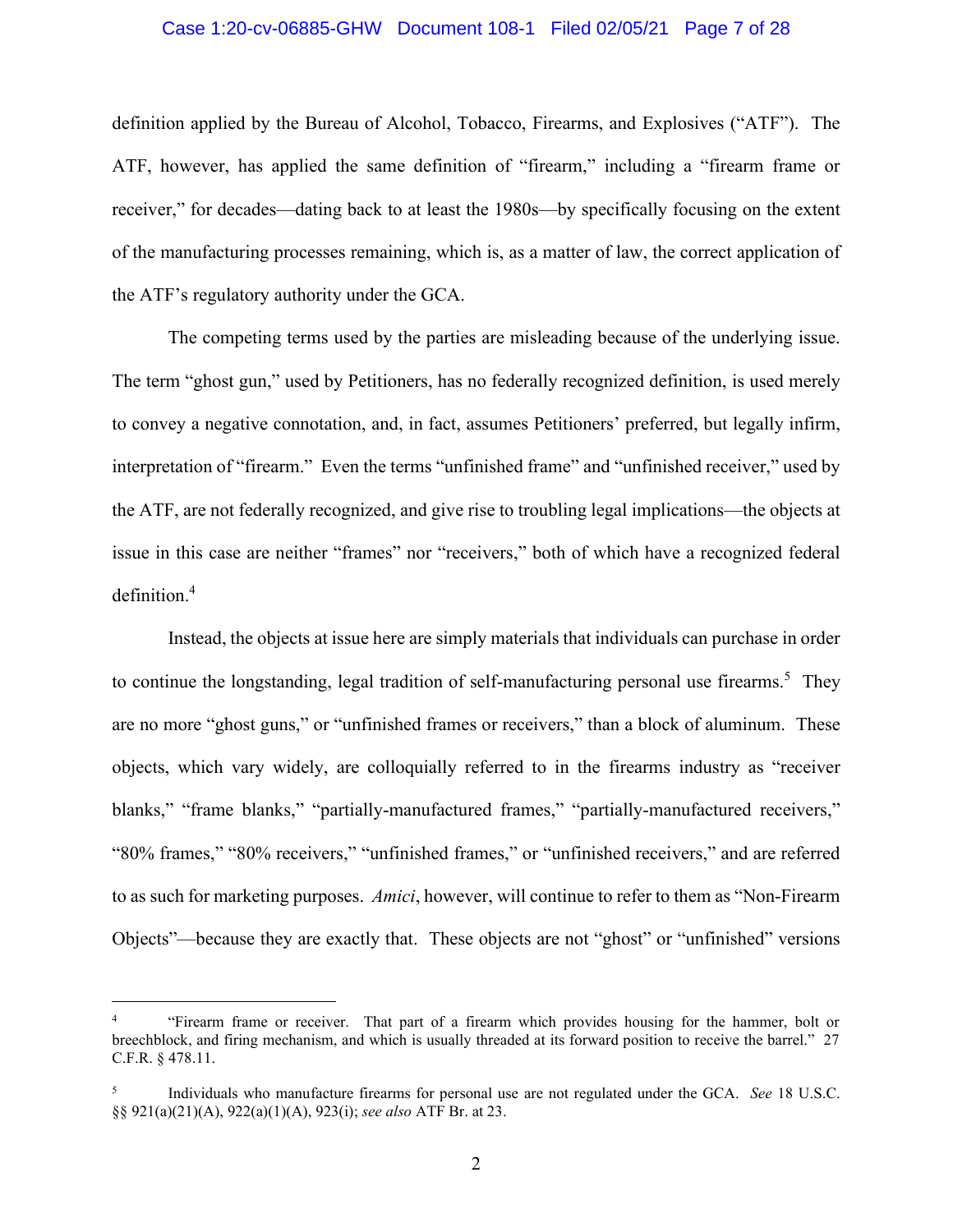definition applied by the Bureau of Alcohol, Tobacco, Firearms, and Explosives ("ATF"). The ATF, however, has applied the same definition of "firearm," including a "firearm frame or receiver," for decades—dating back to at least the 1980s—by specifically focusing on the extent of the manufacturing processes remaining, which is, as a matter of law, the correct application of the ATF's regulatory authority under the GCA.

The competing terms used by the parties are misleading because of the underlying issue. The term "ghost gun," used by Petitioners, has no federally recognized definition, is used merely to convey a negative connotation, and, in fact, assumes Petitioners' preferred, but legally infirm, interpretation of "firearm." Even the terms "unfinished frame" and "unfinished receiver," used by the ATF, are not federally recognized, and give rise to troubling legal implications—the objects at issue in this case are neither "frames" nor "receivers," both of which have a recognized federal definition.[4]

Instead, the objects at issue here are simply materials that individuals can purchase in order to continue the longstanding, legal tradition of self-manufacturing personal use firearms.[5] They are no more "ghost guns," or "unfinished frames or receivers," than a block of aluminum. These objects, which vary widely, are colloquially referred to in the firearms industry as "receiver blanks," "frame blanks," "partially-manufactured frames," "partially-manufactured receivers," "80% frames," "80% receivers," "unfinished frames," or "unfinished receivers," and are referred to as such for marketing purposes. *Amici*, however, will continue to refer to them as "Non-Firearm Objects"—because they are exactly that. These objects are not "ghost" or "unfinished" versions

---

[4] "Firearm frame or receiver. That part of a firearm which provides housing for the hammer, bolt or breechblock, and firing mechanism, and which is usually threaded at its forward position to receive the barrel." 27 C.F.R. § 478.11.

[5] Individuals who manufacture firearms for personal use are not regulated under the GCA. *See* 18 U.S.C. §§ 921(a)(21)(A), 922(a)(1)(A), 923(i); *see also* ATF Br. at 23.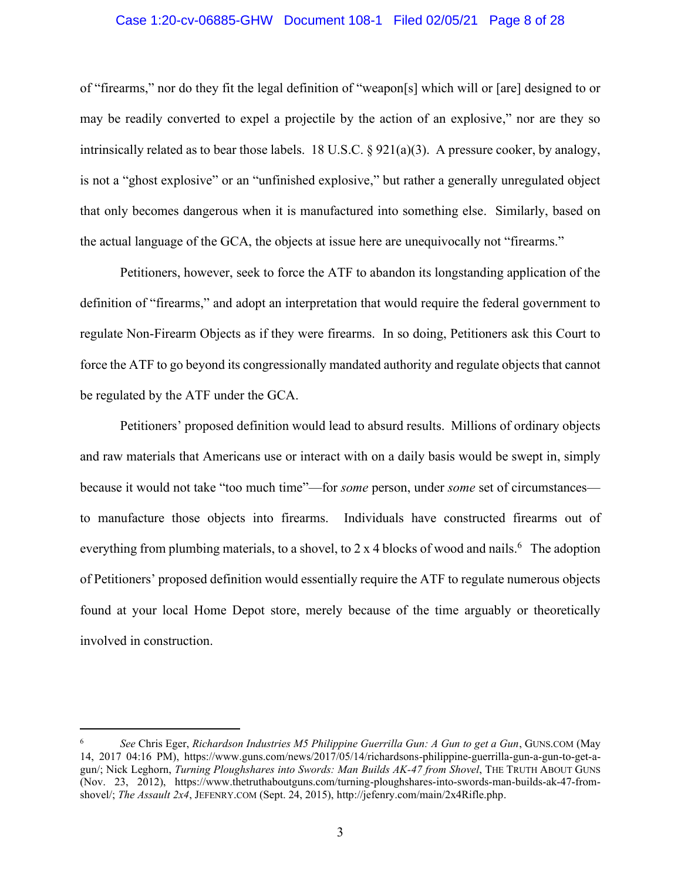of "firearms," nor do they fit the legal definition of "weapon[s] which will or [are] designed to or may be readily converted to expel a projectile by the action of an explosive," nor are they so intrinsically related as to bear those labels. 18 U.S.C. § 921(a)(3). A pressure cooker, by analogy, is not a "ghost explosive" or an "unfinished explosive," but rather a generally unregulated object that only becomes dangerous when it is manufactured into something else. Similarly, based on the actual language of the GCA, the objects at issue here are unequivocally not "firearms."

Petitioners, however, seek to force the ATF to abandon its longstanding application of the definition of "firearms," and adopt an interpretation that would require the federal government to regulate Non-Firearm Objects as if they were firearms. In so doing, Petitioners ask this Court to force the ATF to go beyond its congressionally mandated authority and regulate objects that cannot be regulated by the ATF under the GCA.

Petitioners' proposed definition would lead to absurd results. Millions of ordinary objects and raw materials that Americans use or interact with on a daily basis would be swept in, simply because it would not take "too much time"—for *some* person, under *some* set of circumstances—to manufacture those objects into firearms. Individuals have constructed firearms out of everything from plumbing materials, to a shovel, to 2 x 4 blocks of wood and nails.[6] The adoption of Petitioners' proposed definition would essentially require the ATF to regulate numerous objects found at your local Home Depot store, merely because of the time arguably or theoretically involved in construction.

---

[6] *See* Chris Eger, *Richardson Industries M5 Philippine Guerrilla Gun: A Gun to get a Gun*, GUNS.COM (May 14, 2017 04:16 PM), https://www.guns.com/news/2017/05/14/richardsons-philippine-guerrilla-gun-a-gun-to-get-a-gun/; Nick Leghorn, *Turning Ploughshares into Swords: Man Builds AK-47 from Shovel*, THE TRUTH ABOUT GUNS (Nov. 23, 2012), https://www.thetruthaboutguns.com/turning-ploughshares-into-swords-man-builds-ak-47-from-shovel/; *The Assault 2x4*, JEFENRY.COM (Sept. 24, 2015), http://jefenry.com/main/2x4Rifle.php.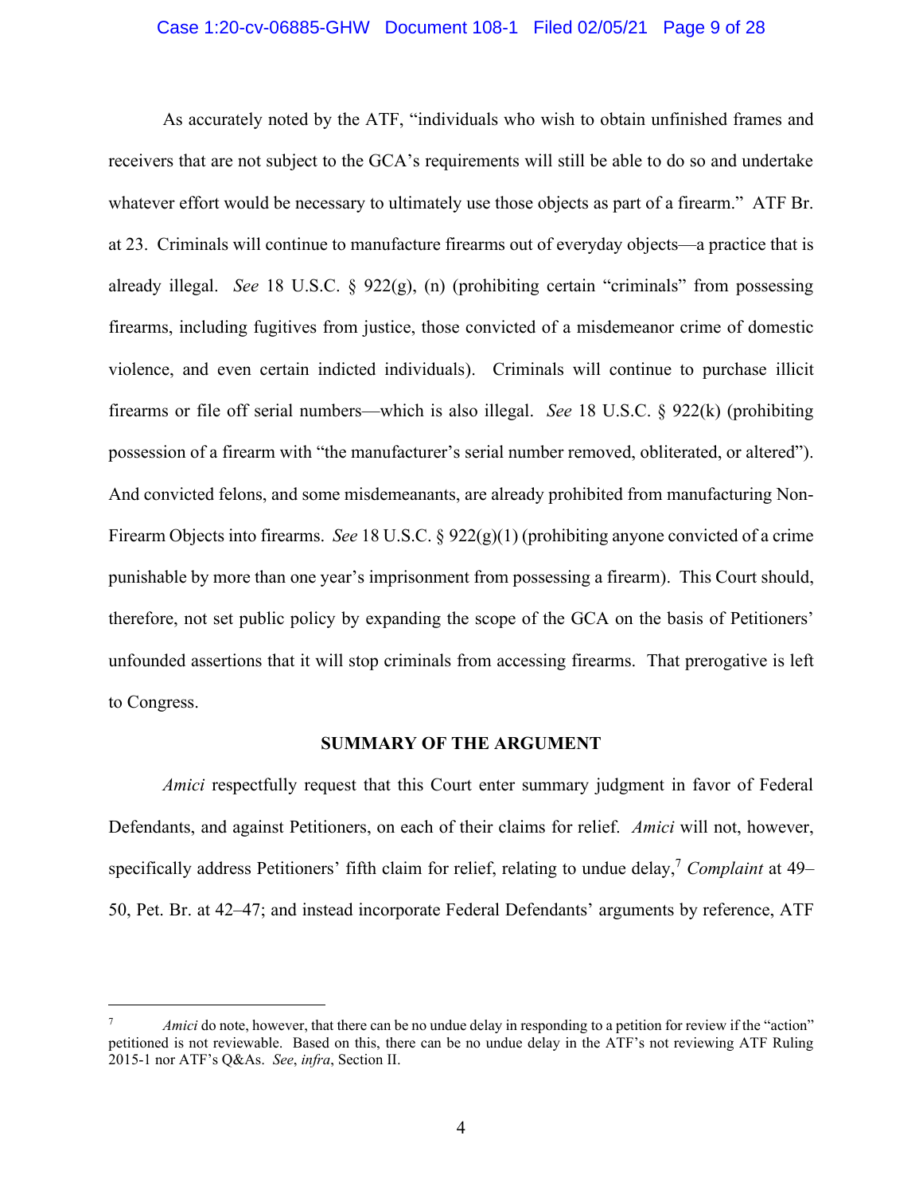As accurately noted by the ATF, "individuals who wish to obtain unfinished frames and receivers that are not subject to the GCA's requirements will still be able to do so and undertake whatever effort would be necessary to ultimately use those objects as part of a firearm." ATF Br. at 23. Criminals will continue to manufacture firearms out of everyday objects—a practice that is already illegal. *See* 18 U.S.C. § 922(g), (n) (prohibiting certain "criminals" from possessing firearms, including fugitives from justice, those convicted of a misdemeanor crime of domestic violence, and even certain indicted individuals). Criminals will continue to purchase illicit firearms or file off serial numbers—which is also illegal. *See* 18 U.S.C. § 922(k) (prohibiting possession of a firearm with "the manufacturer's serial number removed, obliterated, or altered"). And convicted felons, and some misdemeanants, are already prohibited from manufacturing Non-Firearm Objects into firearms. *See* 18 U.S.C. § 922(g)(1) (prohibiting anyone convicted of a crime punishable by more than one year's imprisonment from possessing a firearm). This Court should, therefore, not set public policy by expanding the scope of the GCA on the basis of Petitioners' unfounded assertions that it will stop criminals from accessing firearms. That prerogative is left to Congress.

## SUMMARY OF THE ARGUMENT

*Amici* respectfully request that this Court enter summary judgment in favor of Federal Defendants, and against Petitioners, on each of their claims for relief. *Amici* will not, however, specifically address Petitioners' fifth claim for relief, relating to undue delay,[7] *Complaint* at 49–50, Pet. Br. at 42–47; and instead incorporate Federal Defendants' arguments by reference, ATF

---

[7] *Amici* do note, however, that there can be no undue delay in responding to a petition for review if the "action" petitioned is not reviewable. Based on this, there can be no undue delay in the ATF's not reviewing ATF Ruling 2015-1 nor ATF's Q&As. *See*, *infra*, Section II.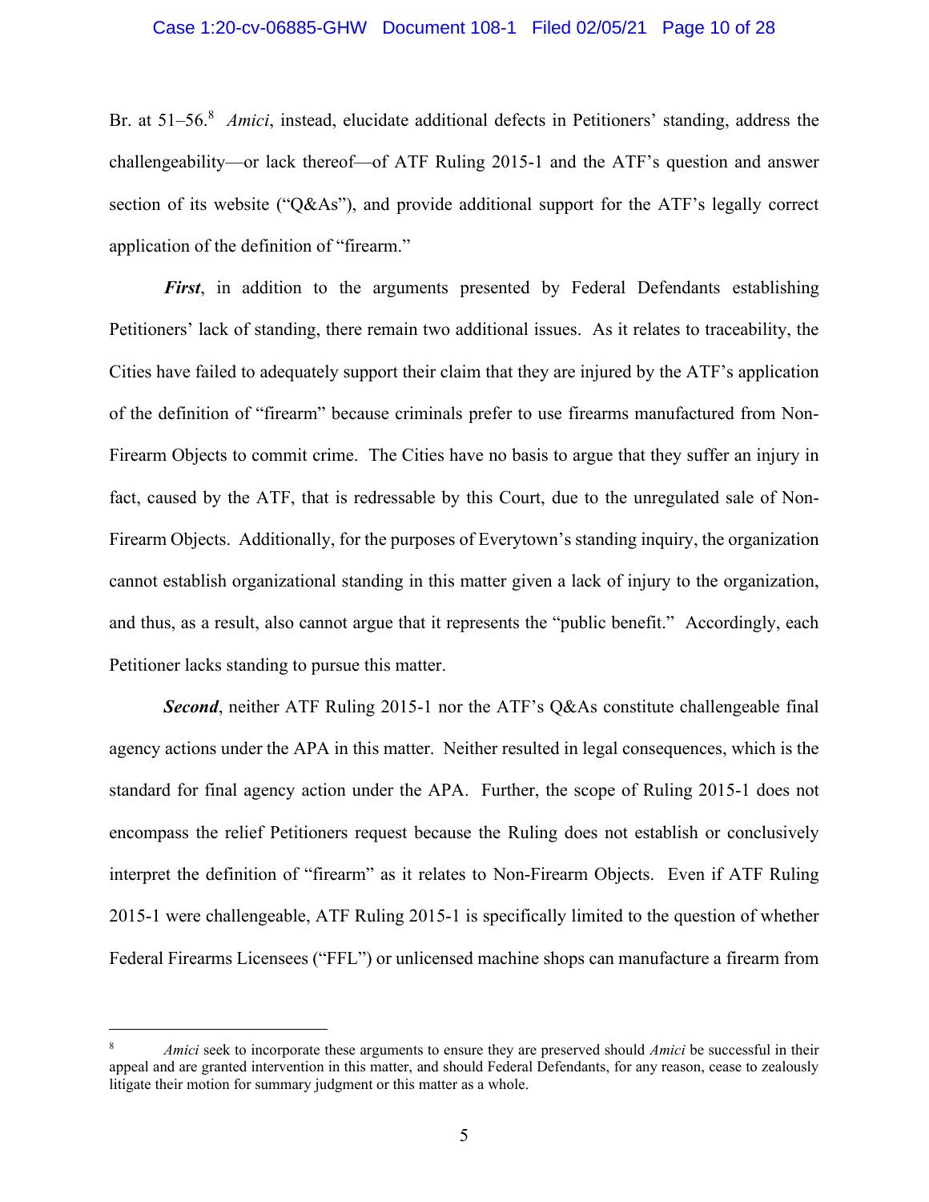Br. at 51–56.[8] *Amici*, instead, elucidate additional defects in Petitioners' standing, address the challengeability—or lack thereof—of ATF Ruling 2015-1 and the ATF's question and answer section of its website ("Q&As"), and provide additional support for the ATF's legally correct application of the definition of "firearm."

***First***, in addition to the arguments presented by Federal Defendants establishing Petitioners' lack of standing, there remain two additional issues. As it relates to traceability, the Cities have failed to adequately support their claim that they are injured by the ATF's application of the definition of "firearm" because criminals prefer to use firearms manufactured from Non-Firearm Objects to commit crime. The Cities have no basis to argue that they suffer an injury in fact, caused by the ATF, that is redressable by this Court, due to the unregulated sale of Non-Firearm Objects. Additionally, for the purposes of Everytown's standing inquiry, the organization cannot establish organizational standing in this matter given a lack of injury to the organization, and thus, as a result, also cannot argue that it represents the "public benefit." Accordingly, each Petitioner lacks standing to pursue this matter.

***Second***, neither ATF Ruling 2015-1 nor the ATF's Q&As constitute challengeable final agency actions under the APA in this matter. Neither resulted in legal consequences, which is the standard for final agency action under the APA. Further, the scope of Ruling 2015-1 does not encompass the relief Petitioners request because the Ruling does not establish or conclusively interpret the definition of "firearm" as it relates to Non-Firearm Objects. Even if ATF Ruling 2015-1 were challengeable, ATF Ruling 2015-1 is specifically limited to the question of whether Federal Firearms Licensees ("FFL") or unlicensed machine shops can manufacture a firearm from

---

[8] *Amici* seek to incorporate these arguments to ensure they are preserved should *Amici* be successful in their appeal and are granted intervention in this matter, and should Federal Defendants, for any reason, cease to zealously litigate their motion for summary judgment or this matter as a whole.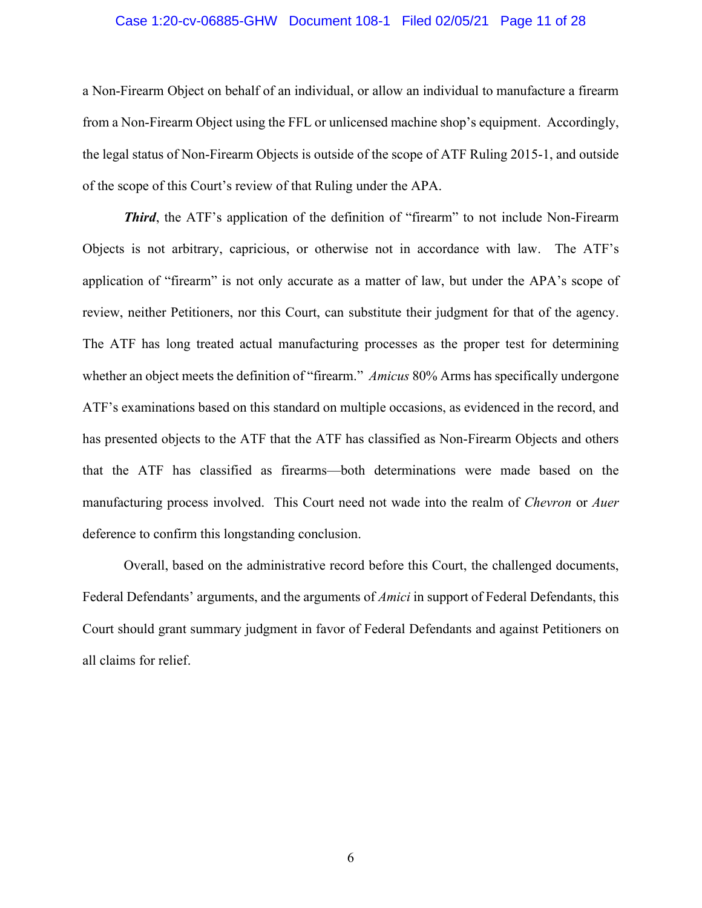a Non-Firearm Object on behalf of an individual, or allow an individual to manufacture a firearm from a Non-Firearm Object using the FFL or unlicensed machine shop's equipment. Accordingly, the legal status of Non-Firearm Objects is outside of the scope of ATF Ruling 2015-1, and outside of the scope of this Court's review of that Ruling under the APA.

***Third***, the ATF's application of the definition of "firearm" to not include Non-Firearm Objects is not arbitrary, capricious, or otherwise not in accordance with law. The ATF's application of "firearm" is not only accurate as a matter of law, but under the APA's scope of review, neither Petitioners, nor this Court, can substitute their judgment for that of the agency. The ATF has long treated actual manufacturing processes as the proper test for determining whether an object meets the definition of "firearm." *Amicus* 80% Arms has specifically undergone ATF's examinations based on this standard on multiple occasions, as evidenced in the record, and has presented objects to the ATF that the ATF has classified as Non-Firearm Objects and others that the ATF has classified as firearms—both determinations were made based on the manufacturing process involved. This Court need not wade into the realm of *Chevron* or *Auer* deference to confirm this longstanding conclusion.

Overall, based on the administrative record before this Court, the challenged documents, Federal Defendants' arguments, and the arguments of *Amici* in support of Federal Defendants, this Court should grant summary judgment in favor of Federal Defendants and against Petitioners on all claims for relief.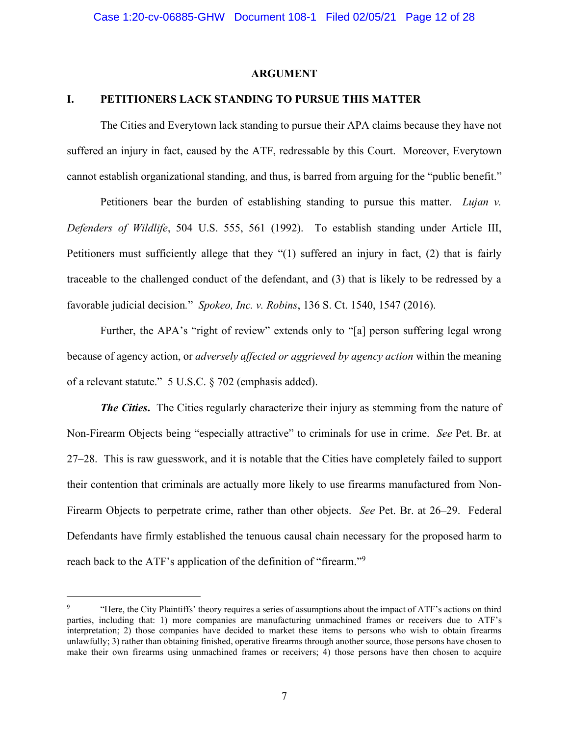## ARGUMENT

### I. PETITIONERS LACK STANDING TO PURSUE THIS MATTER

The Cities and Everytown lack standing to pursue their APA claims because they have not suffered an injury in fact, caused by the ATF, redressable by this Court. Moreover, Everytown cannot establish organizational standing, and thus, is barred from arguing for the "public benefit."

Petitioners bear the burden of establishing standing to pursue this matter. *Lujan v. Defenders of Wildlife*, 504 U.S. 555, 561 (1992). To establish standing under Article III, Petitioners must sufficiently allege that they "(1) suffered an injury in fact, (2) that is fairly traceable to the challenged conduct of the defendant, and (3) that is likely to be redressed by a favorable judicial decision." *Spokeo, Inc. v. Robins*, 136 S. Ct. 1540, 1547 (2016).

Further, the APA's "right of review" extends only to "[a] person suffering legal wrong because of agency action, or *adversely affected or aggrieved by agency action* within the meaning of a relevant statute." 5 U.S.C. § 702 (emphasis added).

***The Cities.*** The Cities regularly characterize their injury as stemming from the nature of Non-Firearm Objects being "especially attractive" to criminals for use in crime. *See* Pet. Br. at 27–28. This is raw guesswork, and it is notable that the Cities have completely failed to support their contention that criminals are actually more likely to use firearms manufactured from Non-Firearm Objects to perpetrate crime, rather than other objects. *See* Pet. Br. at 26–29. Federal Defendants have firmly established the tenuous causal chain necessary for the proposed harm to reach back to the ATF's application of the definition of "firearm."[9]

---

[9] "Here, the City Plaintiffs' theory requires a series of assumptions about the impact of ATF's actions on third parties, including that: 1) more companies are manufacturing unmachined frames or receivers due to ATF's interpretation; 2) those companies have decided to market these items to persons who wish to obtain firearms unlawfully; 3) rather than obtaining finished, operative firearms through another source, those persons have chosen to make their own firearms using unmachined frames or receivers; 4) those persons have then chosen to acquire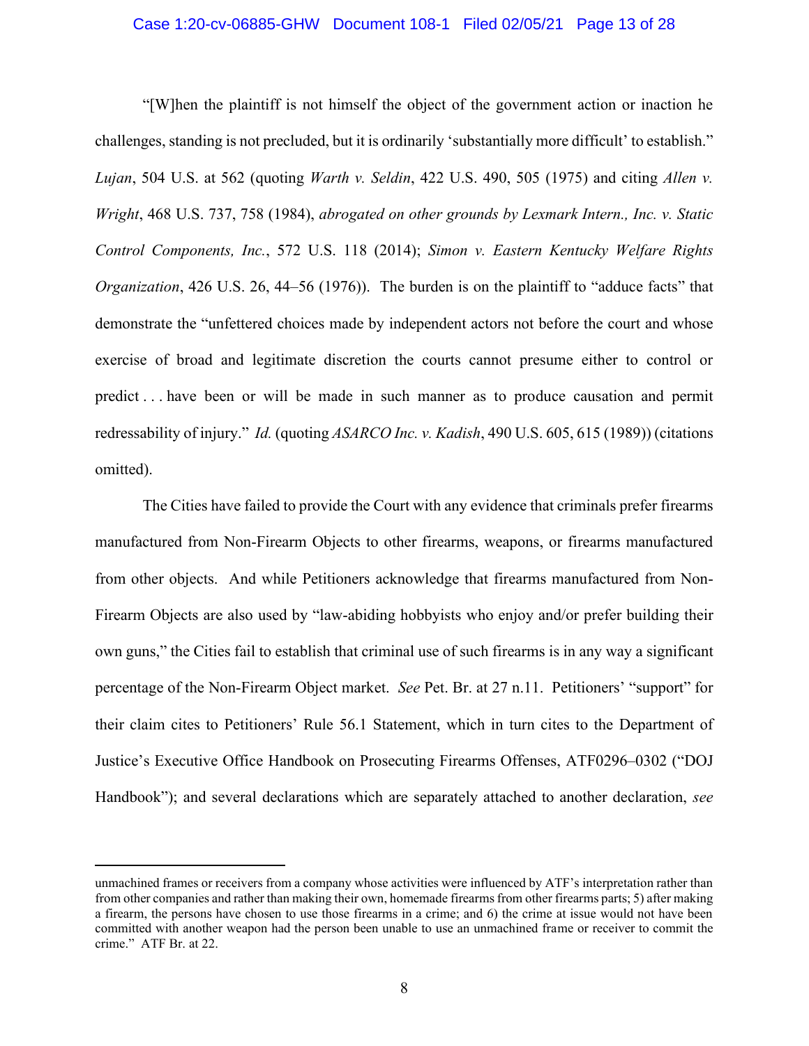"[W]hen the plaintiff is not himself the object of the government action or inaction he challenges, standing is not precluded, but it is ordinarily 'substantially more difficult' to establish." *Lujan*, 504 U.S. at 562 (quoting *Warth v. Seldin*, 422 U.S. 490, 505 (1975) and citing *Allen v. Wright*, 468 U.S. 737, 758 (1984), *abrogated on other grounds by Lexmark Intern., Inc. v. Static Control Components, Inc.*, 572 U.S. 118 (2014); *Simon v. Eastern Kentucky Welfare Rights Organization*, 426 U.S. 26, 44–56 (1976)). The burden is on the plaintiff to "adduce facts" that demonstrate the "unfettered choices made by independent actors not before the court and whose exercise of broad and legitimate discretion the courts cannot presume either to control or predict . . . have been or will be made in such manner as to produce causation and permit redressability of injury." *Id.* (quoting *ASARCO Inc. v. Kadish*, 490 U.S. 605, 615 (1989)) (citations omitted).

The Cities have failed to provide the Court with any evidence that criminals prefer firearms manufactured from Non-Firearm Objects to other firearms, weapons, or firearms manufactured from other objects. And while Petitioners acknowledge that firearms manufactured from Non-Firearm Objects are also used by "law-abiding hobbyists who enjoy and/or prefer building their own guns," the Cities fail to establish that criminal use of such firearms is in any way a significant percentage of the Non-Firearm Object market. *See* Pet. Br. at 27 n.11. Petitioners' "support" for their claim cites to Petitioners' Rule 56.1 Statement, which in turn cites to the Department of Justice's Executive Office Handbook on Prosecuting Firearms Offenses, ATF0296–0302 ("DOJ Handbook"); and several declarations which are separately attached to another declaration, *see*

---

unmachined frames or receivers from a company whose activities were influenced by ATF's interpretation rather than from other companies and rather than making their own, homemade firearms from other firearms parts; 5) after making a firearm, the persons have chosen to use those firearms in a crime; and 6) the crime at issue would not have been committed with another weapon had the person been unable to use an unmachined frame or receiver to commit the crime." ATF Br. at 22.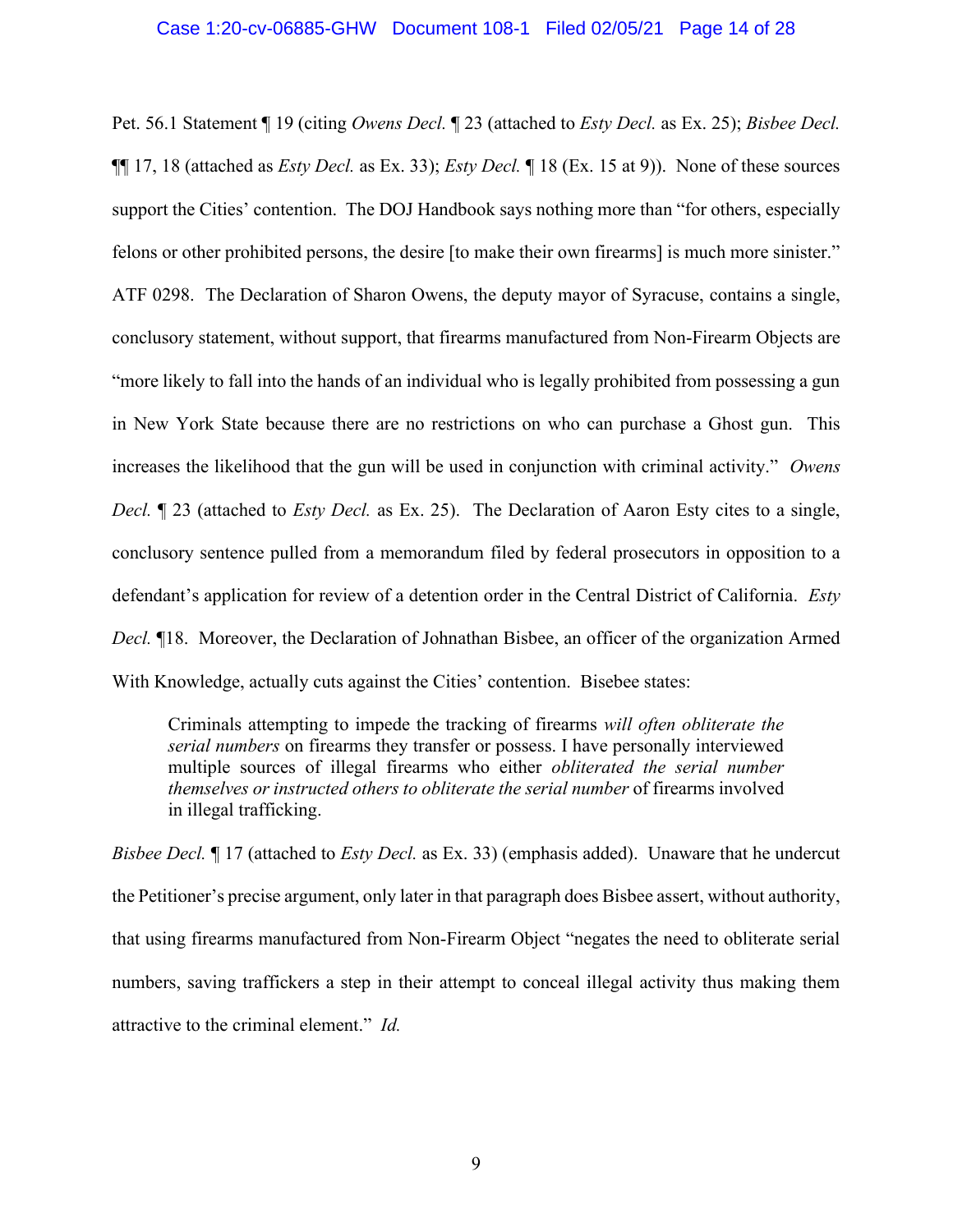Pet. 56.1 Statement ¶ 19 (citing *Owens Decl.* ¶ 23 (attached to *Esty Decl.* as Ex. 25); *Bisbee Decl.* ¶¶ 17, 18 (attached as *Esty Decl.* as Ex. 33); *Esty Decl.* ¶ 18 (Ex. 15 at 9)). None of these sources support the Cities' contention. The DOJ Handbook says nothing more than "for others, especially felons or other prohibited persons, the desire [to make their own firearms] is much more sinister." ATF 0298. The Declaration of Sharon Owens, the deputy mayor of Syracuse, contains a single, conclusory statement, without support, that firearms manufactured from Non-Firearm Objects are "more likely to fall into the hands of an individual who is legally prohibited from possessing a gun in New York State because there are no restrictions on who can purchase a Ghost gun. This increases the likelihood that the gun will be used in conjunction with criminal activity." *Owens Decl.* ¶ 23 (attached to *Esty Decl.* as Ex. 25). The Declaration of Aaron Esty cites to a single, conclusory sentence pulled from a memorandum filed by federal prosecutors in opposition to a defendant's application for review of a detention order in the Central District of California. *Esty Decl.* ¶18. Moreover, the Declaration of Johnathan Bisbee, an officer of the organization Armed With Knowledge, actually cuts against the Cities' contention. Bisebee states:

> Criminals attempting to impede the tracking of firearms *will often obliterate the serial numbers* on firearms they transfer or possess. I have personally interviewed multiple sources of illegal firearms who either *obliterated the serial number themselves or instructed others to obliterate the serial number* of firearms involved in illegal trafficking.

*Bisbee Decl.* ¶ 17 (attached to *Esty Decl.* as Ex. 33) (emphasis added). Unaware that he undercut the Petitioner's precise argument, only later in that paragraph does Bisbee assert, without authority, that using firearms manufactured from Non-Firearm Object "negates the need to obliterate serial numbers, saving traffickers a step in their attempt to conceal illegal activity thus making them attractive to the criminal element." *Id.*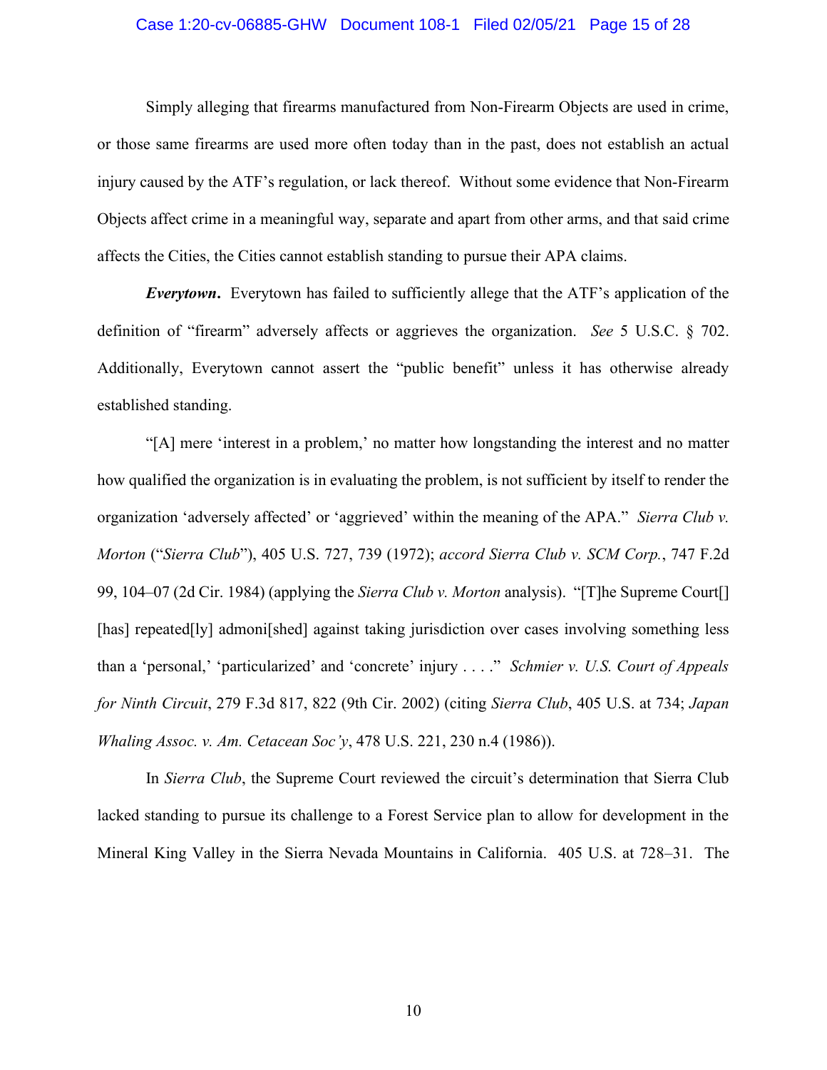Simply alleging that firearms manufactured from Non-Firearm Objects are used in crime, or those same firearms are used more often today than in the past, does not establish an actual injury caused by the ATF's regulation, or lack thereof. Without some evidence that Non-Firearm Objects affect crime in a meaningful way, separate and apart from other arms, and that said crime affects the Cities, the Cities cannot establish standing to pursue their APA claims.

***Everytown*.** Everytown has failed to sufficiently allege that the ATF's application of the definition of "firearm" adversely affects or aggrieves the organization. *See* 5 U.S.C. § 702. Additionally, Everytown cannot assert the "public benefit" unless it has otherwise already established standing.

"[A] mere 'interest in a problem,' no matter how longstanding the interest and no matter how qualified the organization is in evaluating the problem, is not sufficient by itself to render the organization 'adversely affected' or 'aggrieved' within the meaning of the APA." *Sierra Club v. Morton* ("*Sierra Club*"), 405 U.S. 727, 739 (1972); *accord Sierra Club v. SCM Corp.*, 747 F.2d 99, 104–07 (2d Cir. 1984) (applying the *Sierra Club v. Morton* analysis). "[T]he Supreme Court[] [has] repeated[ly] admoni[shed] against taking jurisdiction over cases involving something less than a 'personal,' 'particularized' and 'concrete' injury . . . ." *Schmier v. U.S. Court of Appeals for Ninth Circuit*, 279 F.3d 817, 822 (9th Cir. 2002) (citing *Sierra Club*, 405 U.S. at 734; *Japan Whaling Assoc. v. Am. Cetacean Soc'y*, 478 U.S. 221, 230 n.4 (1986)).

In *Sierra Club*, the Supreme Court reviewed the circuit's determination that Sierra Club lacked standing to pursue its challenge to a Forest Service plan to allow for development in the Mineral King Valley in the Sierra Nevada Mountains in California. 405 U.S. at 728–31. The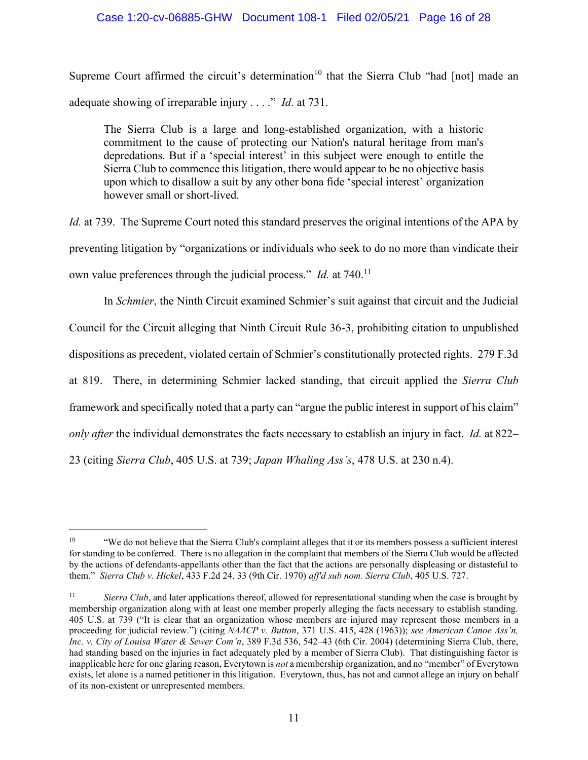Supreme Court affirmed the circuit's determination[10] that the Sierra Club "had [not] made an adequate showing of irreparable injury . . . ." *Id*. at 731.

> The Sierra Club is a large and long-established organization, with a historic commitment to the cause of protecting our Nation's natural heritage from man's depredations. But if a 'special interest' in this subject were enough to entitle the Sierra Club to commence this litigation, there would appear to be no objective basis upon which to disallow a suit by any other bona fide 'special interest' organization however small or short-lived.

*Id.* at 739. The Supreme Court noted this standard preserves the original intentions of the APA by preventing litigation by "organizations or individuals who seek to do no more than vindicate their own value preferences through the judicial process." *Id.* at 740.[11]

In *Schmier*, the Ninth Circuit examined Schmier's suit against that circuit and the Judicial Council for the Circuit alleging that Ninth Circuit Rule 36-3, prohibiting citation to unpublished dispositions as precedent, violated certain of Schmier's constitutionally protected rights. 279 F.3d at 819. There, in determining Schmier lacked standing, that circuit applied the *Sierra Club* framework and specifically noted that a party can "argue the public interest in support of his claim" *only after* the individual demonstrates the facts necessary to establish an injury in fact. *Id.* at 822–23 (citing *Sierra Club*, 405 U.S. at 739; *Japan Whaling Ass's*, 478 U.S. at 230 n.4).

---

[10] "We do not believe that the Sierra Club's complaint alleges that it or its members possess a sufficient interest for standing to be conferred. There is no allegation in the complaint that members of the Sierra Club would be affected by the actions of defendants-appellants other than the fact that the actions are personally displeasing or distasteful to them." *Sierra Club v. Hickel*, 433 F.2d 24, 33 (9th Cir. 1970) *aff'd sub nom. Sierra Club*, 405 U.S. 727.

[11] *Sierra Club*, and later applications thereof, allowed for representational standing when the case is brought by membership organization along with at least one member properly alleging the facts necessary to establish standing. 405 U.S. at 739 ("It is clear that an organization whose members are injured may represent those members in a proceeding for judicial review.") (citing *NAACP v. Button*, 371 U.S. 415, 428 (1963)); *see American Canoe Ass'n, Inc. v. City of Louisa Water & Sewer Com'n*, 389 F.3d 536, 542–43 (6th Cir. 2004) (determining Sierra Club, there, had standing based on the injuries in fact adequately pled by a member of Sierra Club). That distinguishing factor is inapplicable here for one glaring reason, Everytown is *not* a membership organization, and no "member" of Everytown exists, let alone is a named petitioner in this litigation. Everytown, thus, has not and cannot allege an injury on behalf of its non-existent or unrepresented members.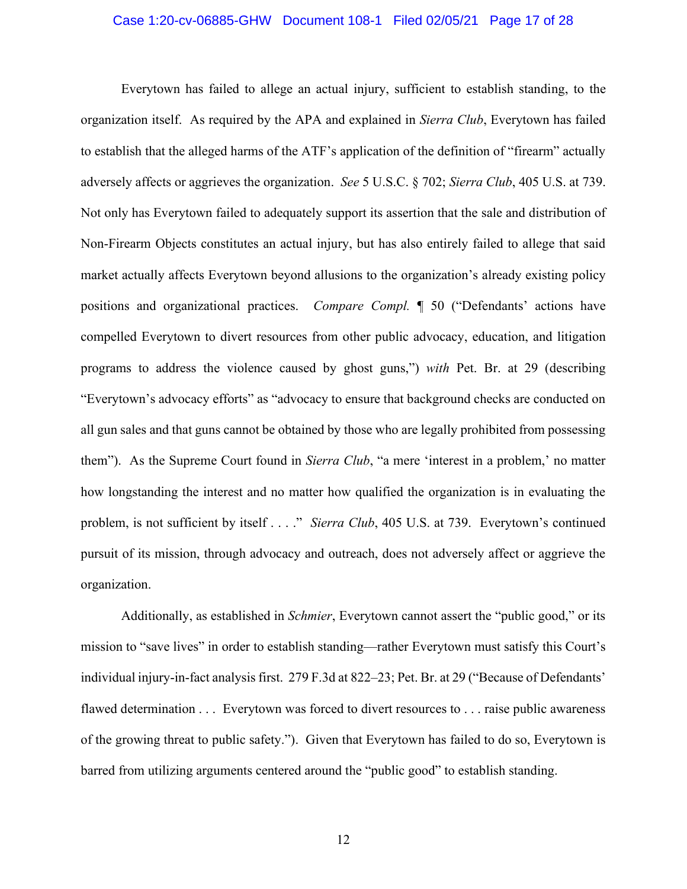Everytown has failed to allege an actual injury, sufficient to establish standing, to the organization itself. As required by the APA and explained in *Sierra Club*, Everytown has failed to establish that the alleged harms of the ATF's application of the definition of "firearm" actually adversely affects or aggrieves the organization. *See* 5 U.S.C. § 702; *Sierra Club*, 405 U.S. at 739. Not only has Everytown failed to adequately support its assertion that the sale and distribution of Non-Firearm Objects constitutes an actual injury, but has also entirely failed to allege that said market actually affects Everytown beyond allusions to the organization's already existing policy positions and organizational practices. *Compare Compl.* ¶ 50 ("Defendants' actions have compelled Everytown to divert resources from other public advocacy, education, and litigation programs to address the violence caused by ghost guns,") *with* Pet. Br. at 29 (describing "Everytown's advocacy efforts" as "advocacy to ensure that background checks are conducted on all gun sales and that guns cannot be obtained by those who are legally prohibited from possessing them"). As the Supreme Court found in *Sierra Club*, "a mere 'interest in a problem,' no matter how longstanding the interest and no matter how qualified the organization is in evaluating the problem, is not sufficient by itself . . . ." *Sierra Club*, 405 U.S. at 739. Everytown's continued pursuit of its mission, through advocacy and outreach, does not adversely affect or aggrieve the organization.

Additionally, as established in *Schmier*, Everytown cannot assert the "public good," or its mission to "save lives" in order to establish standing—rather Everytown must satisfy this Court's individual injury-in-fact analysis first. 279 F.3d at 822–23; Pet. Br. at 29 ("Because of Defendants' flawed determination . . . Everytown was forced to divert resources to . . . raise public awareness of the growing threat to public safety."). Given that Everytown has failed to do so, Everytown is barred from utilizing arguments centered around the "public good" to establish standing.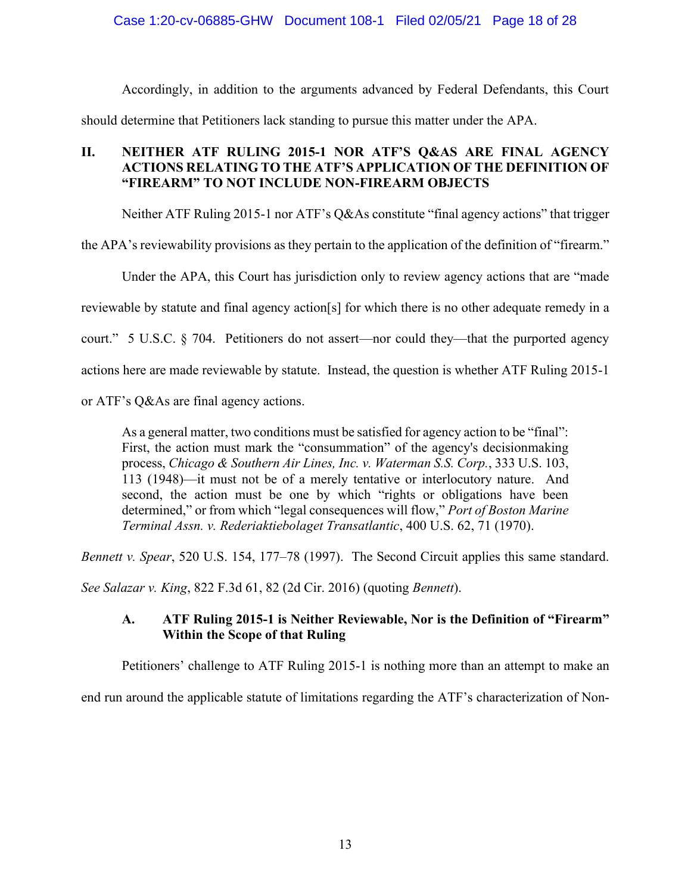Accordingly, in addition to the arguments advanced by Federal Defendants, this Court should determine that Petitioners lack standing to pursue this matter under the APA.

## II. NEITHER ATF RULING 2015-1 NOR ATF'S Q&AS ARE FINAL AGENCY ACTIONS RELATING TO THE ATF'S APPLICATION OF THE DEFINITION OF "FIREARM" TO NOT INCLUDE NON-FIREARM OBJECTS

Neither ATF Ruling 2015-1 nor ATF's Q&As constitute "final agency actions" that trigger the APA's reviewability provisions as they pertain to the application of the definition of "firearm."

Under the APA, this Court has jurisdiction only to review agency actions that are "made reviewable by statute and final agency action[s] for which there is no other adequate remedy in a court." 5 U.S.C. § 704. Petitioners do not assert—nor could they—that the purported agency actions here are made reviewable by statute. Instead, the question is whether ATF Ruling 2015-1 or ATF's Q&As are final agency actions.

> As a general matter, two conditions must be satisfied for agency action to be "final": First, the action must mark the "consummation" of the agency's decisionmaking process, *Chicago & Southern Air Lines, Inc. v. Waterman S.S. Corp.*, 333 U.S. 103, 113 (1948)—it must not be of a merely tentative or interlocutory nature. And second, the action must be one by which "rights or obligations have been determined," or from which "legal consequences will flow," *Port of Boston Marine Terminal Assn. v. Rederiaktiebolaget Transatlantic*, 400 U.S. 62, 71 (1970).

*Bennett v. Spear*, 520 U.S. 154, 177–78 (1997). The Second Circuit applies this same standard. *See Salazar v. King*, 822 F.3d 61, 82 (2d Cir. 2016) (quoting *Bennett*).

### A. ATF Ruling 2015-1 is Neither Reviewable, Nor is the Definition of "Firearm" Within the Scope of that Ruling

Petitioners' challenge to ATF Ruling 2015-1 is nothing more than an attempt to make an end run around the applicable statute of limitations regarding the ATF's characterization of Non-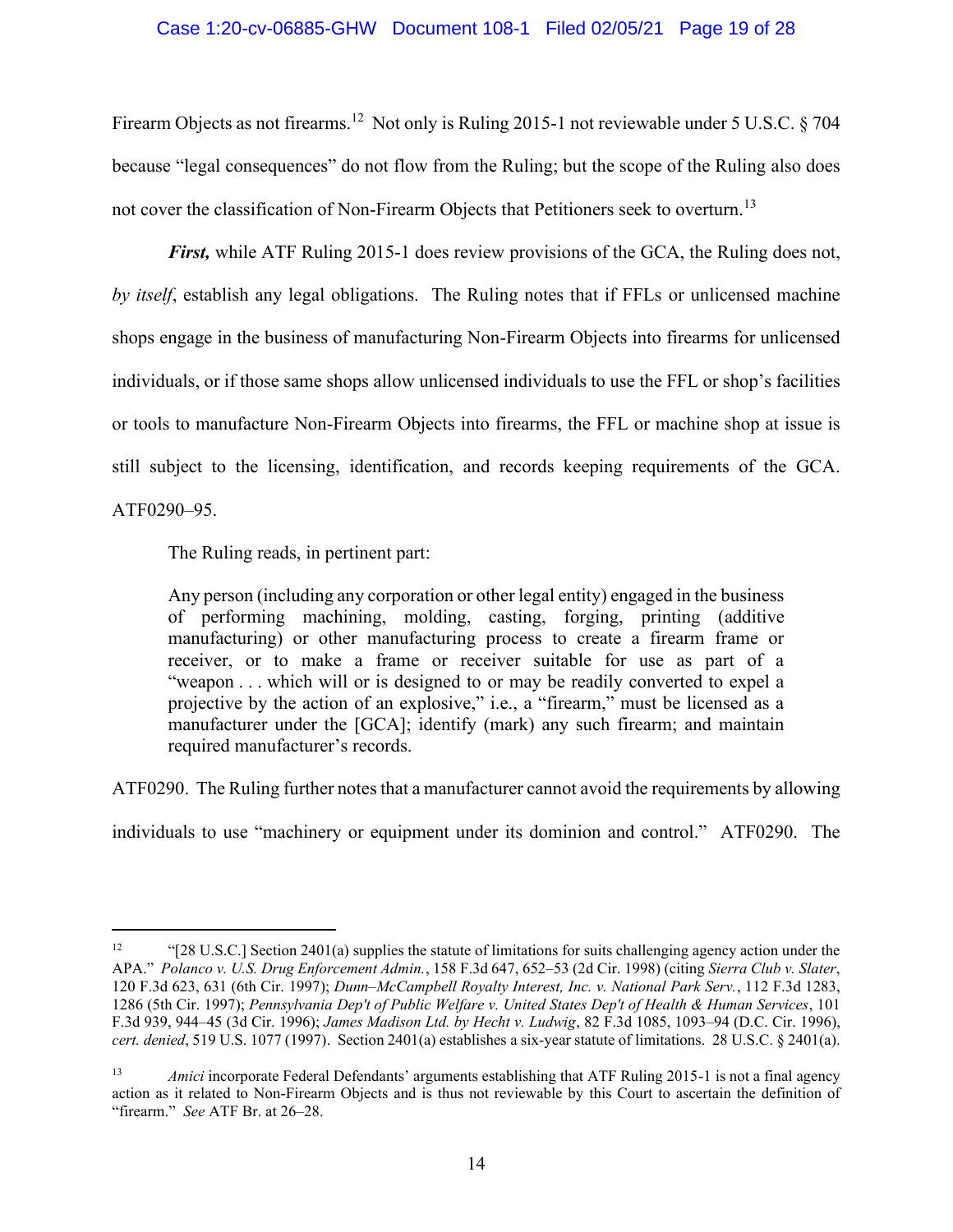Firearm Objects as not firearms.[12] Not only is Ruling 2015-1 not reviewable under 5 U.S.C. § 704 because "legal consequences" do not flow from the Ruling; but the scope of the Ruling also does not cover the classification of Non-Firearm Objects that Petitioners seek to overturn.[13]

***First,*** while ATF Ruling 2015-1 does review provisions of the GCA, the Ruling does not, *by itself*, establish any legal obligations. The Ruling notes that if FFLs or unlicensed machine shops engage in the business of manufacturing Non-Firearm Objects into firearms for unlicensed individuals, or if those same shops allow unlicensed individuals to use the FFL or shop's facilities or tools to manufacture Non-Firearm Objects into firearms, the FFL or machine shop at issue is still subject to the licensing, identification, and records keeping requirements of the GCA. ATF0290–95.

The Ruling reads, in pertinent part:

> Any person (including any corporation or other legal entity) engaged in the business of performing machining, molding, casting, forging, printing (additive manufacturing) or other manufacturing process to create a firearm frame or receiver, or to make a frame or receiver suitable for use as part of a "weapon . . . which will or is designed to or may be readily converted to expel a projective by the action of an explosive," i.e., a "firearm," must be licensed as a manufacturer under the [GCA]; identify (mark) any such firearm; and maintain required manufacturer's records.

ATF0290. The Ruling further notes that a manufacturer cannot avoid the requirements by allowing individuals to use "machinery or equipment under its dominion and control." ATF0290. The

---

[12] "[28 U.S.C.] Section 2401(a) supplies the statute of limitations for suits challenging agency action under the APA." *Polanco v. U.S. Drug Enforcement Admin.*, 158 F.3d 647, 652–53 (2d Cir. 1998) (citing *Sierra Club v. Slater*, 120 F.3d 623, 631 (6th Cir. 1997); *Dunn–McCampbell Royalty Interest, Inc. v. National Park Serv.*, 112 F.3d 1283, 1286 (5th Cir. 1997); *Pennsylvania Dep't of Public Welfare v. United States Dep't of Health & Human Services*, 101 F.3d 939, 944–45 (3d Cir. 1996); *James Madison Ltd. by Hecht v. Ludwig*, 82 F.3d 1085, 1093–94 (D.C. Cir. 1996), *cert. denied*, 519 U.S. 1077 (1997). Section 2401(a) establishes a six-year statute of limitations. 28 U.S.C. § 2401(a).

[13] *Amici* incorporate Federal Defendants' arguments establishing that ATF Ruling 2015-1 is not a final agency action as it related to Non-Firearm Objects and is thus not reviewable by this Court to ascertain the definition of "firearm." *See* ATF Br. at 26–28.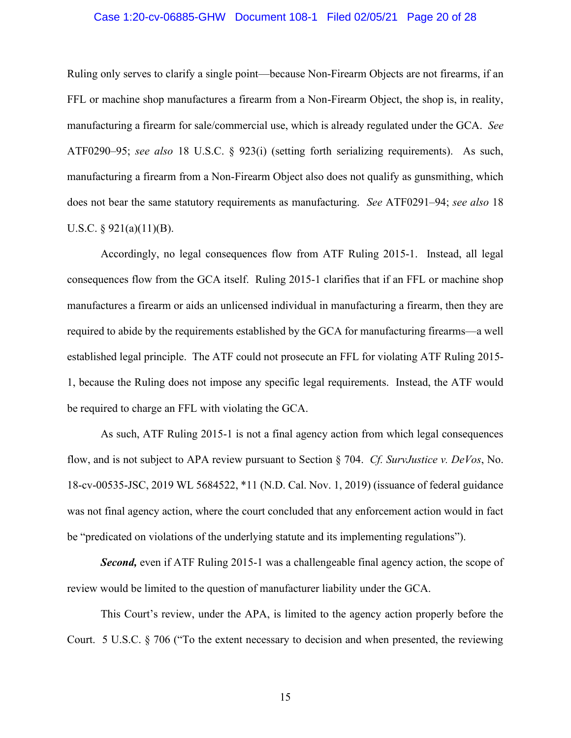Ruling only serves to clarify a single point—because Non-Firearm Objects are not firearms, if an FFL or machine shop manufactures a firearm from a Non-Firearm Object, the shop is, in reality, manufacturing a firearm for sale/commercial use, which is already regulated under the GCA. *See* ATF0290–95; *see also* 18 U.S.C. § 923(i) (setting forth serializing requirements). As such, manufacturing a firearm from a Non-Firearm Object also does not qualify as gunsmithing, which does not bear the same statutory requirements as manufacturing. *See* ATF0291–94; *see also* 18 U.S.C. § 921(a)(11)(B).

Accordingly, no legal consequences flow from ATF Ruling 2015-1. Instead, all legal consequences flow from the GCA itself. Ruling 2015-1 clarifies that if an FFL or machine shop manufactures a firearm or aids an unlicensed individual in manufacturing a firearm, then they are required to abide by the requirements established by the GCA for manufacturing firearms—a well established legal principle. The ATF could not prosecute an FFL for violating ATF Ruling 2015-1, because the Ruling does not impose any specific legal requirements. Instead, the ATF would be required to charge an FFL with violating the GCA.

As such, ATF Ruling 2015-1 is not a final agency action from which legal consequences flow, and is not subject to APA review pursuant to Section § 704. *Cf. SurvJustice v. DeVos*, No. 18-cv-00535-JSC, 2019 WL 5684522, *11 (N.D. Cal. Nov. 1, 2019) (issuance of federal guidance was not final agency action, where the court concluded that any enforcement action would in fact be "predicated on violations of the underlying statute and its implementing regulations").

***Second,*** even if ATF Ruling 2015-1 was a challengeable final agency action, the scope of review would be limited to the question of manufacturer liability under the GCA.

This Court's review, under the APA, is limited to the agency action properly before the Court. 5 U.S.C. § 706 ("To the extent necessary to decision and when presented, the reviewing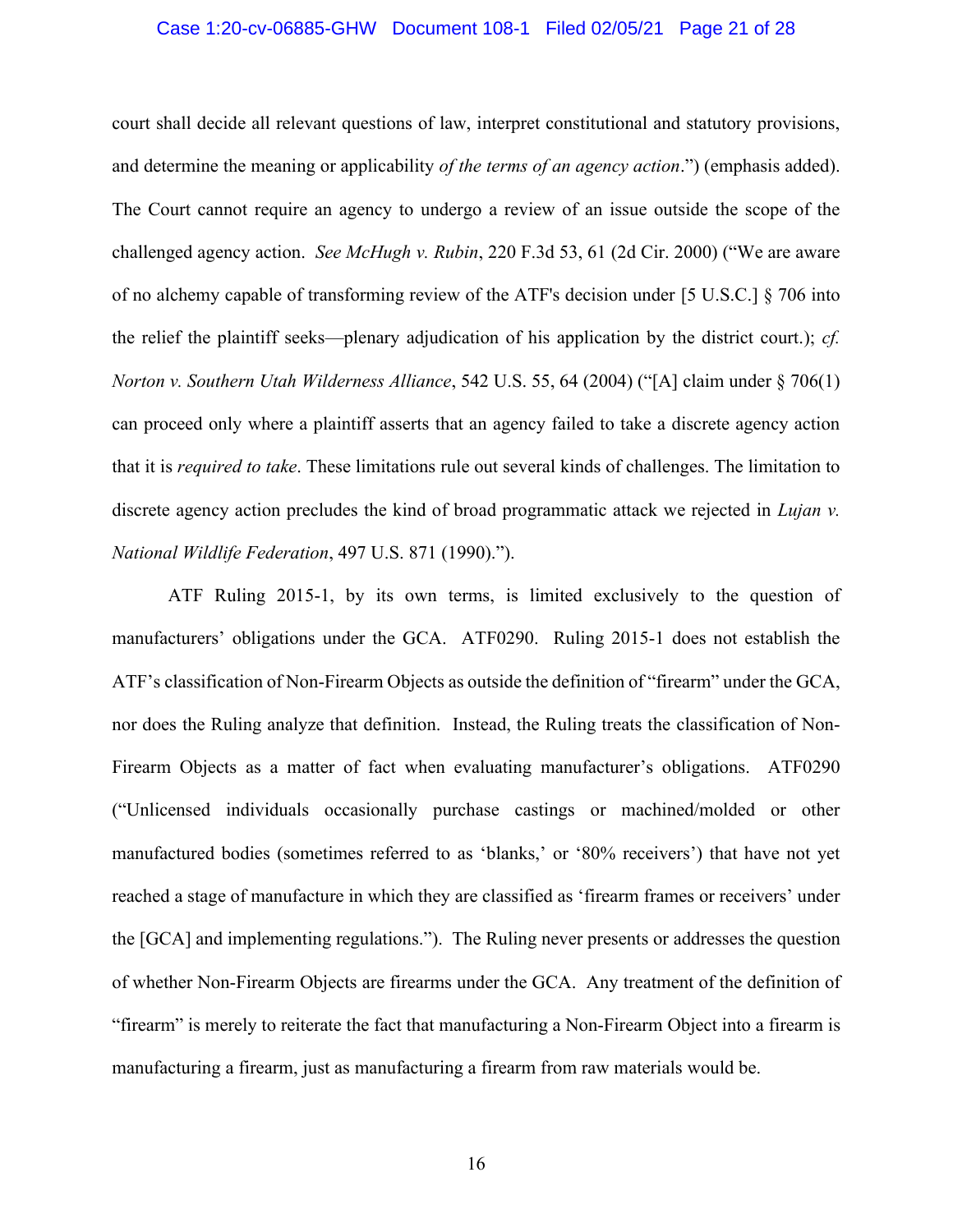court shall decide all relevant questions of law, interpret constitutional and statutory provisions, and determine the meaning or applicability *of the terms of an agency action*.") (emphasis added). The Court cannot require an agency to undergo a review of an issue outside the scope of the challenged agency action. *See McHugh v. Rubin*, 220 F.3d 53, 61 (2d Cir. 2000) ("We are aware of no alchemy capable of transforming review of the ATF's decision under [5 U.S.C.] § 706 into the relief the plaintiff seeks—plenary adjudication of his application by the district court.); *cf. Norton v. Southern Utah Wilderness Alliance*, 542 U.S. 55, 64 (2004) ("[A] claim under § 706(1) can proceed only where a plaintiff asserts that an agency failed to take a discrete agency action that it is *required to take*. These limitations rule out several kinds of challenges. The limitation to discrete agency action precludes the kind of broad programmatic attack we rejected in *Lujan v. National Wildlife Federation*, 497 U.S. 871 (1990).").

ATF Ruling 2015-1, by its own terms, is limited exclusively to the question of manufacturers' obligations under the GCA. ATF0290. Ruling 2015-1 does not establish the ATF's classification of Non-Firearm Objects as outside the definition of "firearm" under the GCA, nor does the Ruling analyze that definition. Instead, the Ruling treats the classification of Non-Firearm Objects as a matter of fact when evaluating manufacturer's obligations. ATF0290 ("Unlicensed individuals occasionally purchase castings or machined/molded or other manufactured bodies (sometimes referred to as 'blanks,' or '80% receivers') that have not yet reached a stage of manufacture in which they are classified as 'firearm frames or receivers' under the [GCA] and implementing regulations."). The Ruling never presents or addresses the question of whether Non-Firearm Objects are firearms under the GCA. Any treatment of the definition of "firearm" is merely to reiterate the fact that manufacturing a Non-Firearm Object into a firearm is manufacturing a firearm, just as manufacturing a firearm from raw materials would be.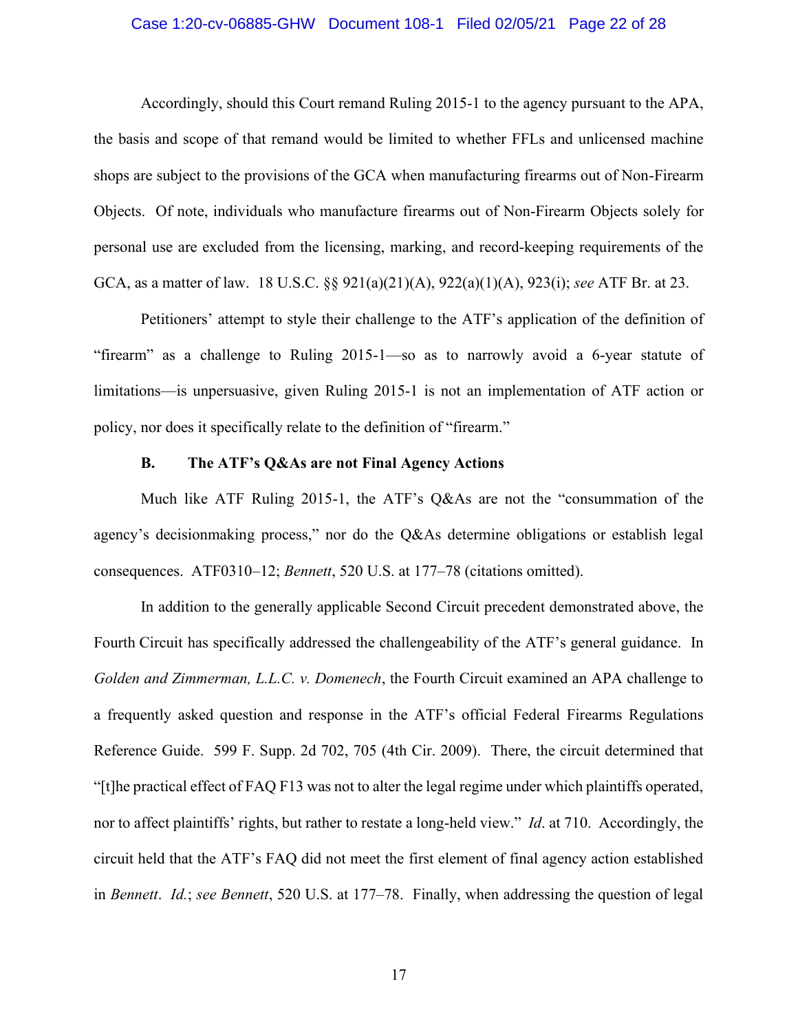Accordingly, should this Court remand Ruling 2015-1 to the agency pursuant to the APA, the basis and scope of that remand would be limited to whether FFLs and unlicensed machine shops are subject to the provisions of the GCA when manufacturing firearms out of Non-Firearm Objects. Of note, individuals who manufacture firearms out of Non-Firearm Objects solely for personal use are excluded from the licensing, marking, and record-keeping requirements of the GCA, as a matter of law. 18 U.S.C. §§ 921(a)(21)(A), 922(a)(1)(A), 923(i); *see* ATF Br. at 23.

Petitioners' attempt to style their challenge to the ATF's application of the definition of "firearm" as a challenge to Ruling 2015-1—so as to narrowly avoid a 6-year statute of limitations—is unpersuasive, given Ruling 2015-1 is not an implementation of ATF action or policy, nor does it specifically relate to the definition of "firearm."

### B. The ATF's Q&As are not Final Agency Actions

Much like ATF Ruling 2015-1, the ATF's Q&As are not the "consummation of the agency's decisionmaking process," nor do the Q&As determine obligations or establish legal consequences. ATF0310–12; *Bennett*, 520 U.S. at 177–78 (citations omitted).

In addition to the generally applicable Second Circuit precedent demonstrated above, the Fourth Circuit has specifically addressed the challengeability of the ATF's general guidance. In *Golden and Zimmerman, L.L.C. v. Domenech*, the Fourth Circuit examined an APA challenge to a frequently asked question and response in the ATF's official Federal Firearms Regulations Reference Guide. 599 F. Supp. 2d 702, 705 (4th Cir. 2009). There, the circuit determined that "[t]he practical effect of FAQ F13 was not to alter the legal regime under which plaintiffs operated, nor to affect plaintiffs' rights, but rather to restate a long-held view." *Id*. at 710. Accordingly, the circuit held that the ATF's FAQ did not meet the first element of final agency action established in *Bennett*. *Id.*; *see Bennett*, 520 U.S. at 177–78. Finally, when addressing the question of legal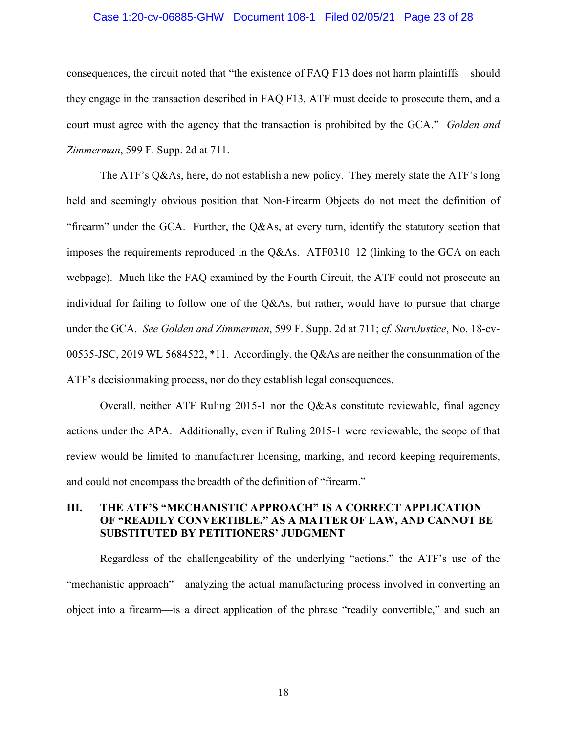consequences, the circuit noted that "the existence of FAQ F13 does not harm plaintiffs—should they engage in the transaction described in FAQ F13, ATF must decide to prosecute them, and a court must agree with the agency that the transaction is prohibited by the GCA." *Golden and Zimmerman*, 599 F. Supp. 2d at 711.

The ATF's Q&As, here, do not establish a new policy. They merely state the ATF's long held and seemingly obvious position that Non-Firearm Objects do not meet the definition of "firearm" under the GCA. Further, the Q&As, at every turn, identify the statutory section that imposes the requirements reproduced in the Q&As. ATF0310–12 (linking to the GCA on each webpage). Much like the FAQ examined by the Fourth Circuit, the ATF could not prosecute an individual for failing to follow one of the Q&As, but rather, would have to pursue that charge under the GCA. *See Golden and Zimmerman*, 599 F. Supp. 2d at 711; c*f. SurvJustice*, No. 18-cv-00535-JSC, 2019 WL 5684522, *11. Accordingly, the Q&As are neither the consummation of the ATF's decisionmaking process, nor do they establish legal consequences.

Overall, neither ATF Ruling 2015-1 nor the Q&As constitute reviewable, final agency actions under the APA. Additionally, even if Ruling 2015-1 were reviewable, the scope of that review would be limited to manufacturer licensing, marking, and record keeping requirements, and could not encompass the breadth of the definition of "firearm."

## III. THE ATF'S "MECHANISTIC APPROACH" IS A CORRECT APPLICATION OF "READILY CONVERTIBLE," AS A MATTER OF LAW, AND CANNOT BE SUBSTITUTED BY PETITIONERS' JUDGMENT

Regardless of the challengeability of the underlying "actions," the ATF's use of the "mechanistic approach"—analyzing the actual manufacturing process involved in converting an object into a firearm—is a direct application of the phrase "readily convertible," and such an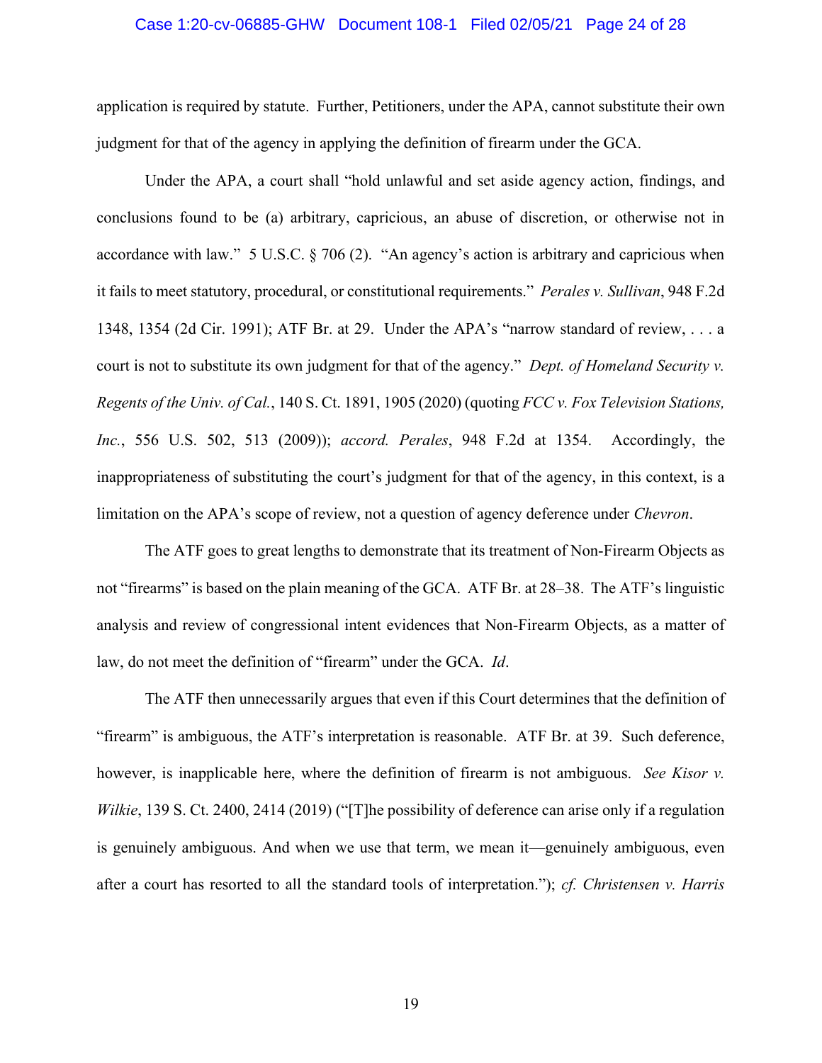application is required by statute. Further, Petitioners, under the APA, cannot substitute their own judgment for that of the agency in applying the definition of firearm under the GCA.

Under the APA, a court shall "hold unlawful and set aside agency action, findings, and conclusions found to be (a) arbitrary, capricious, an abuse of discretion, or otherwise not in accordance with law." 5 U.S.C. § 706 (2). "An agency's action is arbitrary and capricious when it fails to meet statutory, procedural, or constitutional requirements." *Perales v. Sullivan*, 948 F.2d 1348, 1354 (2d Cir. 1991); ATF Br. at 29. Under the APA's "narrow standard of review, . . . a court is not to substitute its own judgment for that of the agency." *Dept. of Homeland Security v. Regents of the Univ. of Cal.*, 140 S. Ct. 1891, 1905 (2020) (quoting *FCC v. Fox Television Stations, Inc.*, 556 U.S. 502, 513 (2009)); *accord. Perales*, 948 F.2d at 1354. Accordingly, the inappropriateness of substituting the court's judgment for that of the agency, in this context, is a limitation on the APA's scope of review, not a question of agency deference under *Chevron*.

The ATF goes to great lengths to demonstrate that its treatment of Non-Firearm Objects as not "firearms" is based on the plain meaning of the GCA. ATF Br. at 28–38. The ATF's linguistic analysis and review of congressional intent evidences that Non-Firearm Objects, as a matter of law, do not meet the definition of "firearm" under the GCA. *Id*.

The ATF then unnecessarily argues that even if this Court determines that the definition of "firearm" is ambiguous, the ATF's interpretation is reasonable. ATF Br. at 39. Such deference, however, is inapplicable here, where the definition of firearm is not ambiguous. *See Kisor v. Wilkie*, 139 S. Ct. 2400, 2414 (2019) ("[T]he possibility of deference can arise only if a regulation is genuinely ambiguous. And when we use that term, we mean it—genuinely ambiguous, even after a court has resorted to all the standard tools of interpretation."); *cf. Christensen v. Harris*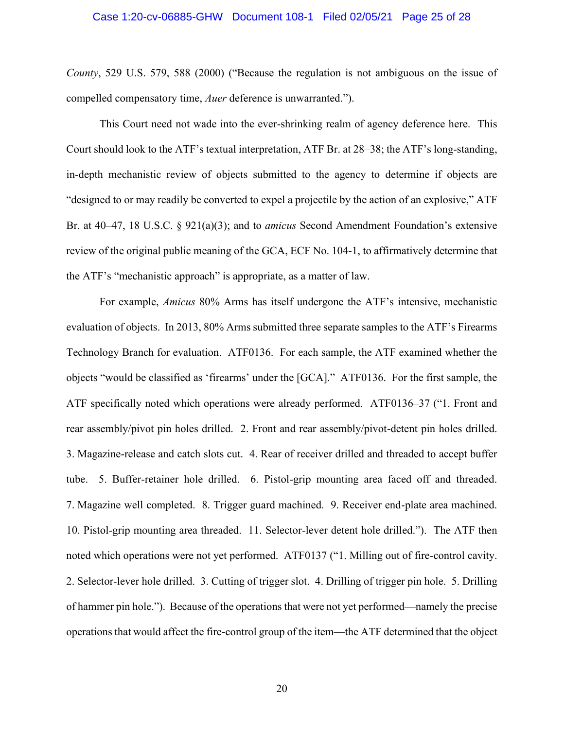*County*, 529 U.S. 579, 588 (2000) ("Because the regulation is not ambiguous on the issue of compelled compensatory time, *Auer* deference is unwarranted.").

This Court need not wade into the ever-shrinking realm of agency deference here. This Court should look to the ATF's textual interpretation, ATF Br. at 28–38; the ATF's long-standing, in-depth mechanistic review of objects submitted to the agency to determine if objects are "designed to or may readily be converted to expel a projectile by the action of an explosive," ATF Br. at 40–47, 18 U.S.C. § 921(a)(3); and to *amicus* Second Amendment Foundation's extensive review of the original public meaning of the GCA, ECF No. 104-1, to affirmatively determine that the ATF's "mechanistic approach" is appropriate, as a matter of law.

For example, *Amicus* 80% Arms has itself undergone the ATF's intensive, mechanistic evaluation of objects. In 2013, 80% Arms submitted three separate samples to the ATF's Firearms Technology Branch for evaluation. ATF0136. For each sample, the ATF examined whether the objects "would be classified as 'firearms' under the [GCA]." ATF0136. For the first sample, the ATF specifically noted which operations were already performed. ATF0136–37 ("1. Front and rear assembly/pivot pin holes drilled. 2. Front and rear assembly/pivot-detent pin holes drilled. 3. Magazine-release and catch slots cut. 4. Rear of receiver drilled and threaded to accept buffer tube. 5. Buffer-retainer hole drilled. 6. Pistol-grip mounting area faced off and threaded. 7. Magazine well completed. 8. Trigger guard machined. 9. Receiver end-plate area machined. 10. Pistol-grip mounting area threaded. 11. Selector-lever detent hole drilled."). The ATF then noted which operations were not yet performed. ATF0137 ("1. Milling out of fire-control cavity. 2. Selector-lever hole drilled. 3. Cutting of trigger slot. 4. Drilling of trigger pin hole. 5. Drilling of hammer pin hole."). Because of the operations that were not yet performed—namely the precise operations that would affect the fire-control group of the item—the ATF determined that the object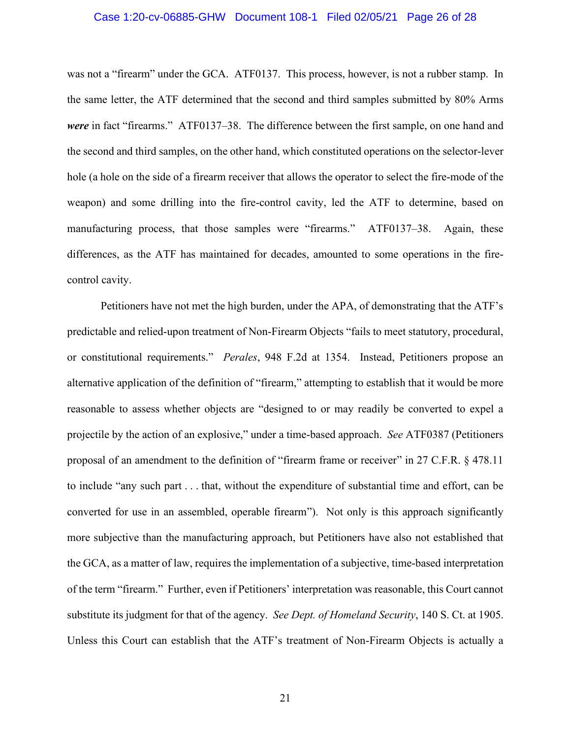was not a "firearm" under the GCA. ATF0137. This process, however, is not a rubber stamp. In the same letter, the ATF determined that the second and third samples submitted by 80% Arms ***were*** in fact "firearms." ATF0137–38. The difference between the first sample, on one hand and the second and third samples, on the other hand, which constituted operations on the selector-lever hole (a hole on the side of a firearm receiver that allows the operator to select the fire-mode of the weapon) and some drilling into the fire-control cavity, led the ATF to determine, based on manufacturing process, that those samples were "firearms." ATF0137–38. Again, these differences, as the ATF has maintained for decades, amounted to some operations in the fire-control cavity.

Petitioners have not met the high burden, under the APA, of demonstrating that the ATF's predictable and relied-upon treatment of Non-Firearm Objects "fails to meet statutory, procedural, or constitutional requirements." *Perales*, 948 F.2d at 1354. Instead, Petitioners propose an alternative application of the definition of "firearm," attempting to establish that it would be more reasonable to assess whether objects are "designed to or may readily be converted to expel a projectile by the action of an explosive," under a time-based approach. *See* ATF0387 (Petitioners proposal of an amendment to the definition of "firearm frame or receiver" in 27 C.F.R. § 478.11 to include "any such part . . . that, without the expenditure of substantial time and effort, can be converted for use in an assembled, operable firearm"). Not only is this approach significantly more subjective than the manufacturing approach, but Petitioners have also not established that the GCA, as a matter of law, requires the implementation of a subjective, time-based interpretation of the term "firearm." Further, even if Petitioners' interpretation was reasonable, this Court cannot substitute its judgment for that of the agency. *See Dept. of Homeland Security*, 140 S. Ct. at 1905. Unless this Court can establish that the ATF's treatment of Non-Firearm Objects is actually a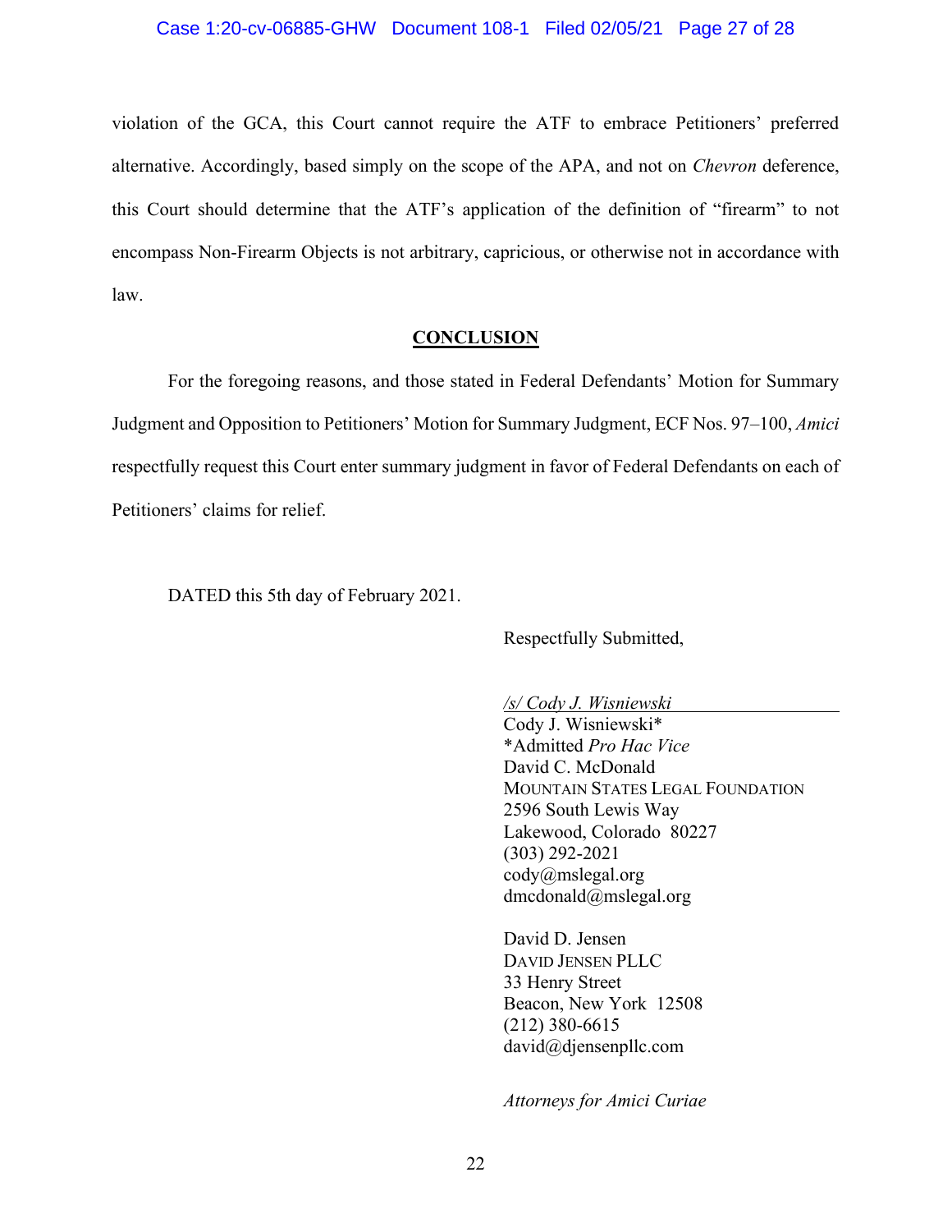violation of the GCA, this Court cannot require the ATF to embrace Petitioners' preferred alternative. Accordingly, based simply on the scope of the APA, and not on *Chevron* deference, this Court should determine that the ATF's application of the definition of "firearm" to not encompass Non-Firearm Objects is not arbitrary, capricious, or otherwise not in accordance with law.

## CONCLUSION

For the foregoing reasons, and those stated in Federal Defendants' Motion for Summary Judgment and Opposition to Petitioners' Motion for Summary Judgment, ECF Nos. 97–100, *Amici* respectfully request this Court enter summary judgment in favor of Federal Defendants on each of Petitioners' claims for relief.

DATED this 5th day of February 2021.

Respectfully Submitted,

*/s/ Cody J. Wisniewski*
Cody J. Wisniewski*
*Admitted *Pro Hac Vice*
David C. McDonald
MOUNTAIN STATES LEGAL FOUNDATION
2596 South Lewis Way
Lakewood, Colorado 80227
(303) 292-2021
cody@mslegal.org
dmcdonald@mslegal.org

David D. Jensen
DAVID JENSEN PLLC
33 Henry Street
Beacon, New York 12508
(212) 380-6615
david@djensenpllc.com

*Attorneys for Amici Curiae*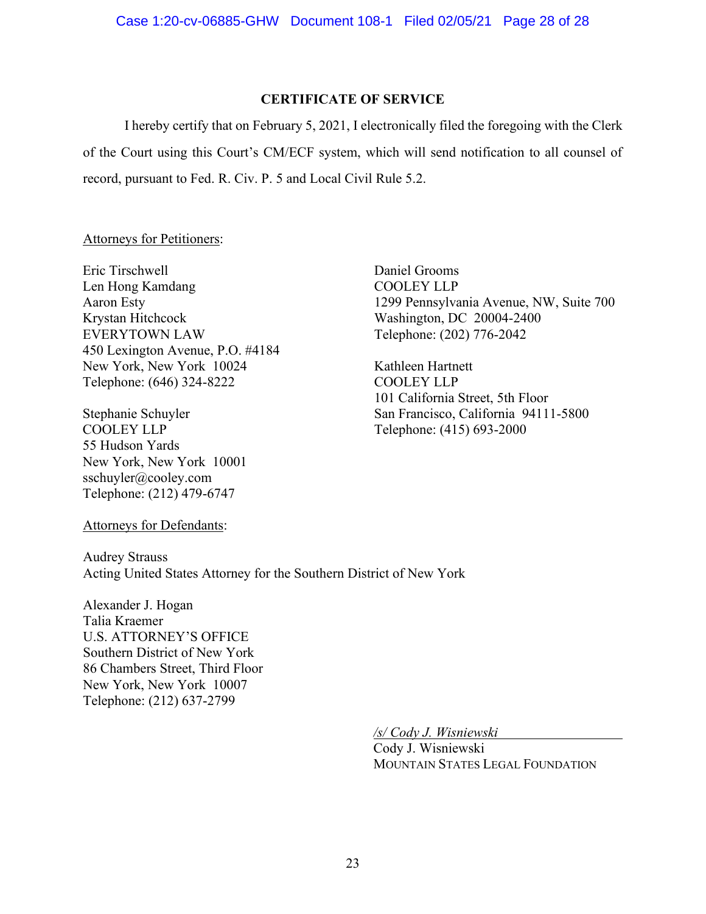## CERTIFICATE OF SERVICE

I hereby certify that on February 5, 2021, I electronically filed the foregoing with the Clerk of the Court using this Court's CM/ECF system, which will send notification to all counsel of record, pursuant to Fed. R. Civ. P. 5 and Local Civil Rule 5.2.

Attorneys for Petitioners:

Eric Tirschwell
Len Hong Kamdang
Aaron Esty
Krystan Hitchcock
EVERYTOWN LAW
450 Lexington Avenue, P.O. #4184
New York, New York 10024
Telephone: (646) 324-8222

Stephanie Schuyler
COOLEY LLP
55 Hudson Yards
New York, New York 10001
sschuyler@cooley.com
Telephone: (212) 479-6747

Daniel Grooms
COOLEY LLP
1299 Pennsylvania Avenue, NW, Suite 700
Washington, DC 20004-2400
Telephone: (202) 776-2042

Kathleen Hartnett
COOLEY LLP
101 California Street, 5th Floor
San Francisco, California 94111-5800
Telephone: (415) 693-2000

Attorneys for Defendants:

Audrey Strauss
Acting United States Attorney for the Southern District of New York

Alexander J. Hogan
Talia Kraemer
U.S. ATTORNEY'S OFFICE
Southern District of New York
86 Chambers Street, Third Floor
New York, New York 10007
Telephone: (212) 637-2799

*/s/ Cody J. Wisniewski*
Cody J. Wisniewski
MOUNTAIN STATES LEGAL FOUNDATION